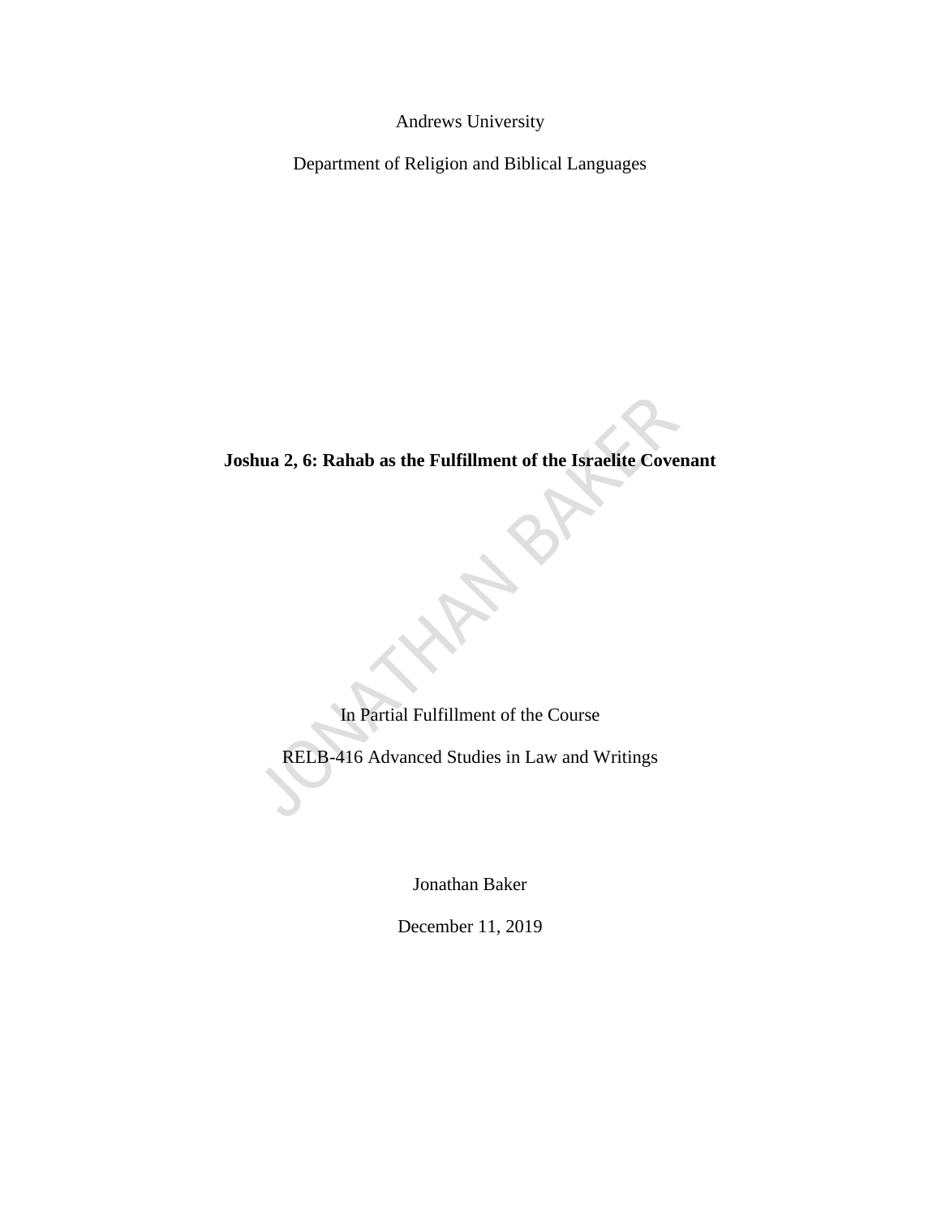Andrews University

Department of Religion and Biblical Languages

**Joshua 2, 6: Rahab as the Fulfillment of the Israelite Covenant**

In Partial Fulfillment of the Course

RELB-416 Advanced Studies in Law and Writings

Jonathan Baker

December 11, 2019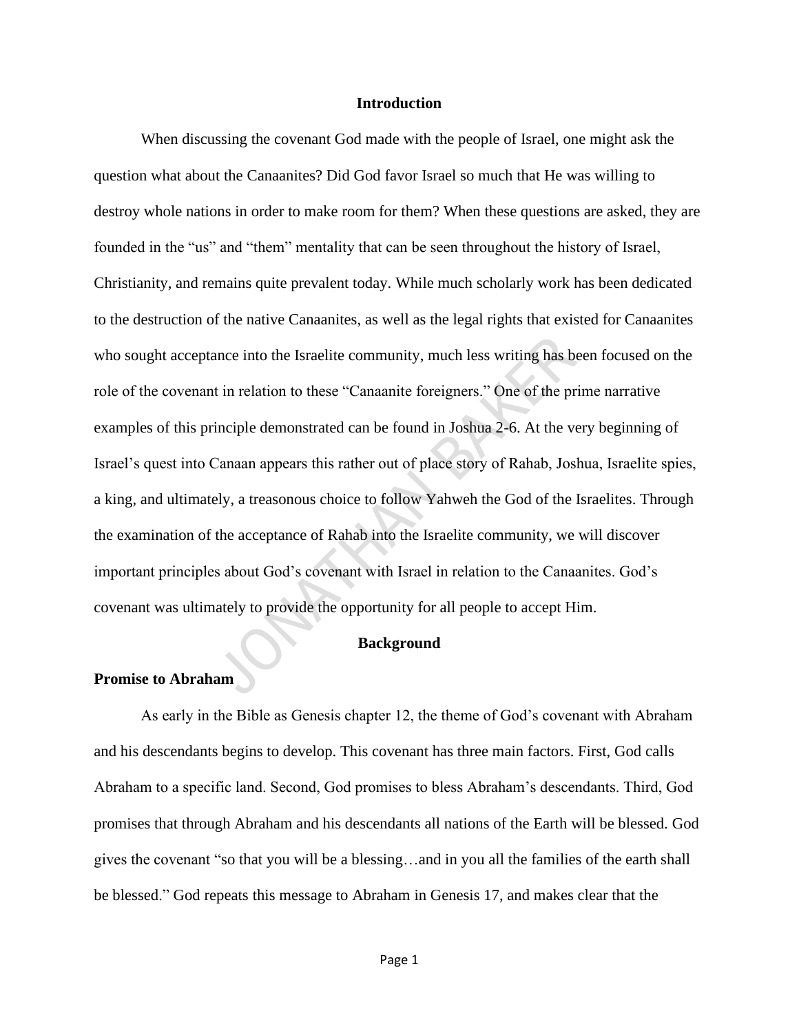## Introduction

When discussing the covenant God made with the people of Israel, one might ask the question what about the Canaanites? Did God favor Israel so much that He was willing to destroy whole nations in order to make room for them? When these questions are asked, they are founded in the "us" and "them" mentality that can be seen throughout the history of Israel, Christianity, and remains quite prevalent today. While much scholarly work has been dedicated to the destruction of the native Canaanites, as well as the legal rights that existed for Canaanites who sought acceptance into the Israelite community, much less writing has been focused on the role of the covenant in relation to these "Canaanite foreigners." One of the prime narrative examples of this principle demonstrated can be found in Joshua 2-6. At the very beginning of Israel's quest into Canaan appears this rather out of place story of Rahab, Joshua, Israelite spies, a king, and ultimately, a treasonous choice to follow Yahweh the God of the Israelites. Through the examination of the acceptance of Rahab into the Israelite community, we will discover important principles about God's covenant with Israel in relation to the Canaanites. God's covenant was ultimately to provide the opportunity for all people to accept Him.

## Background

### Promise to Abraham

As early in the Bible as Genesis chapter 12, the theme of God's covenant with Abraham and his descendants begins to develop. This covenant has three main factors. First, God calls Abraham to a specific land. Second, God promises to bless Abraham's descendants. Third, God promises that through Abraham and his descendants all nations of the Earth will be blessed. God gives the covenant "so that you will be a blessing…and in you all the families of the earth shall be blessed." God repeats this message to Abraham in Genesis 17, and makes clear that the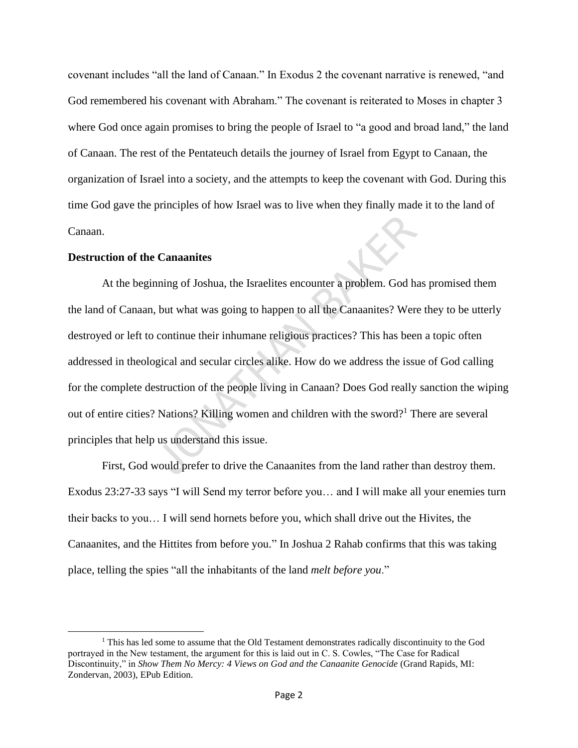covenant includes "all the land of Canaan." In Exodus 2 the covenant narrative is renewed, "and God remembered his covenant with Abraham." The covenant is reiterated to Moses in chapter 3 where God once again promises to bring the people of Israel to "a good and broad land," the land of Canaan. The rest of the Pentateuch details the journey of Israel from Egypt to Canaan, the organization of Israel into a society, and the attempts to keep the covenant with God. During this time God gave the principles of how Israel was to live when they finally made it to the land of Canaan.

**Destruction of the Canaanites**

At the beginning of Joshua, the Israelites encounter a problem. God has promised them the land of Canaan, but what was going to happen to all the Canaanites? Were they to be utterly destroyed or left to continue their inhumane religious practices? This has been a topic often addressed in theological and secular circles alike. How do we address the issue of God calling for the complete destruction of the people living in Canaan? Does God really sanction the wiping out of entire cities? Nations? Killing women and children with the sword?[1] There are several principles that help us understand this issue.

First, God would prefer to drive the Canaanites from the land rather than destroy them. Exodus 23:27-33 says "I will Send my terror before you… and I will make all your enemies turn their backs to you… I will send hornets before you, which shall drive out the Hivites, the Canaanites, and the Hittites from before you." In Joshua 2 Rahab confirms that this was taking place, telling the spies "all the inhabitants of the land *melt before you*."

[1] This has led some to assume that the Old Testament demonstrates radically discontinuity to the God portrayed in the New testament, the argument for this is laid out in C. S. Cowles, "The Case for Radical Discontinuity," in *Show Them No Mercy: 4 Views on God and the Canaanite Genocide* (Grand Rapids, MI: Zondervan, 2003), EPub Edition.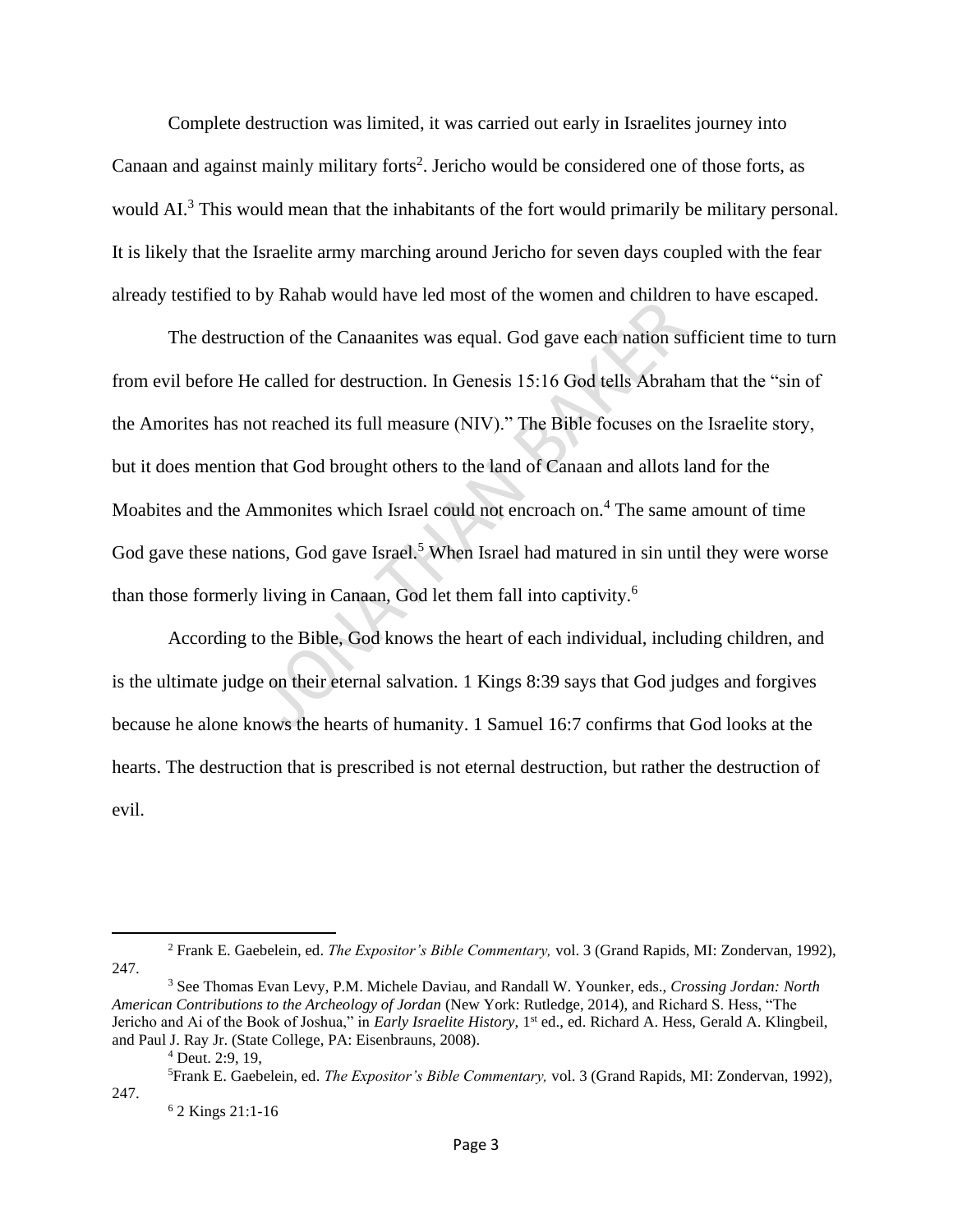Complete destruction was limited, it was carried out early in Israelites journey into Canaan and against mainly military forts[2]. Jericho would be considered one of those forts, as would AI.[3] This would mean that the inhabitants of the fort would primarily be military personal. It is likely that the Israelite army marching around Jericho for seven days coupled with the fear already testified to by Rahab would have led most of the women and children to have escaped.

The destruction of the Canaanites was equal. God gave each nation sufficient time to turn from evil before He called for destruction. In Genesis 15:16 God tells Abraham that the "sin of the Amorites has not reached its full measure (NIV)." The Bible focuses on the Israelite story, but it does mention that God brought others to the land of Canaan and allots land for the Moabites and the Ammonites which Israel could not encroach on.[4] The same amount of time God gave these nations, God gave Israel.[5] When Israel had matured in sin until they were worse than those formerly living in Canaan, God let them fall into captivity.[6]

According to the Bible, God knows the heart of each individual, including children, and is the ultimate judge on their eternal salvation. 1 Kings 8:39 says that God judges and forgives because he alone knows the hearts of humanity. 1 Samuel 16:7 confirms that God looks at the hearts. The destruction that is prescribed is not eternal destruction, but rather the destruction of evil.

---

[2] Frank E. Gaebelein, ed. *The Expositor's Bible Commentary,* vol. 3 (Grand Rapids, MI: Zondervan, 1992), 247.

[3] See Thomas Evan Levy, P.M. Michele Daviau, and Randall W. Younker, eds., *Crossing Jordan: North American Contributions to the Archeology of Jordan* (New York: Rutledge, 2014), and Richard S. Hess, "The Jericho and Ai of the Book of Joshua," in *Early Israelite History*, 1st ed., ed. Richard A. Hess, Gerald A. Klingbeil, and Paul J. Ray Jr. (State College, PA: Eisenbrauns, 2008).

[4] Deut. 2:9, 19,

[5] Frank E. Gaebelein, ed. *The Expositor's Bible Commentary,* vol. 3 (Grand Rapids, MI: Zondervan, 1992), 247.

[6] 2 Kings 21:1-16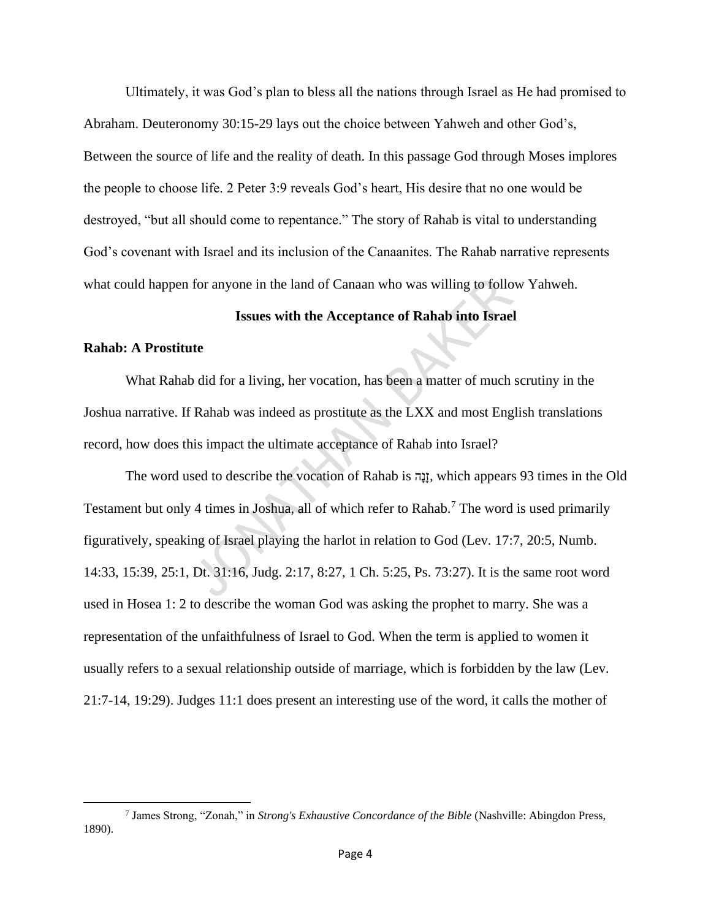Ultimately, it was God's plan to bless all the nations through Israel as He had promised to Abraham. Deuteronomy 30:15-29 lays out the choice between Yahweh and other God's, Between the source of life and the reality of death. In this passage God through Moses implores the people to choose life. 2 Peter 3:9 reveals God's heart, His desire that no one would be destroyed, "but all should come to repentance." The story of Rahab is vital to understanding God's covenant with Israel and its inclusion of the Canaanites. The Rahab narrative represents what could happen for anyone in the land of Canaan who was willing to follow Yahweh.

## Issues with the Acceptance of Rahab into Israel

### Rahab: A Prostitute

What Rahab did for a living, her vocation, has been a matter of much scrutiny in the Joshua narrative. If Rahab was indeed as prostitute as the LXX and most English translations record, how does this impact the ultimate acceptance of Rahab into Israel?

The word used to describe the vocation of Rahab is זָנָה, which appears 93 times in the Old Testament but only 4 times in Joshua, all of which refer to Rahab.[7] The word is used primarily figuratively, speaking of Israel playing the harlot in relation to God (Lev. 17:7, 20:5, Numb. 14:33, 15:39, 25:1, Dt. 31:16, Judg. 2:17, 8:27, 1 Ch. 5:25, Ps. 73:27). It is the same root word used in Hosea 1: 2 to describe the woman God was asking the prophet to marry. She was a representation of the unfaithfulness of Israel to God. When the term is applied to women it usually refers to a sexual relationship outside of marriage, which is forbidden by the law (Lev. 21:7-14, 19:29). Judges 11:1 does present an interesting use of the word, it calls the mother of

---

[7] James Strong, "Zonah," in *Strong's Exhaustive Concordance of the Bible* (Nashville: Abingdon Press, 1890).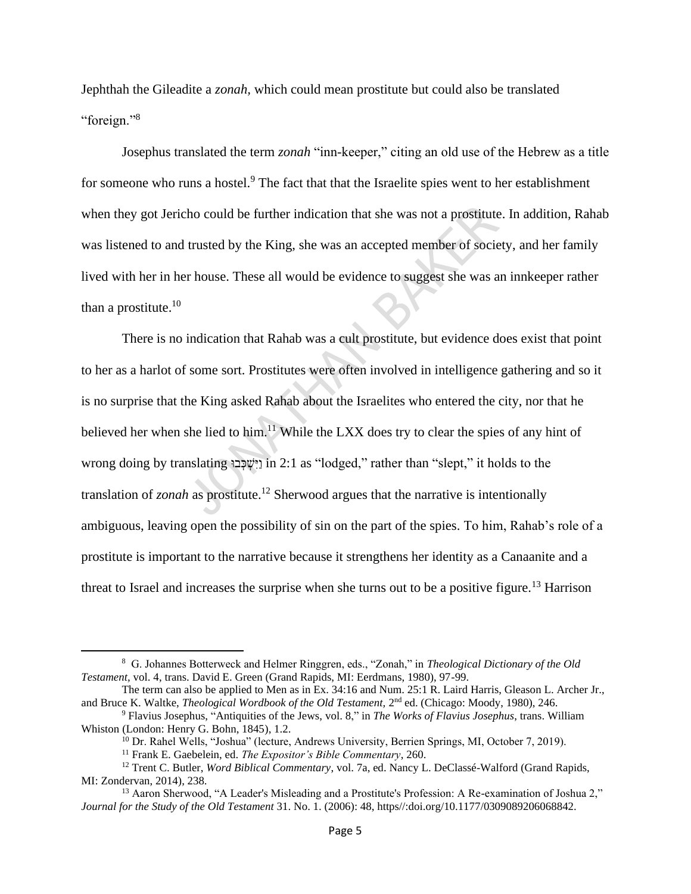Jephthah the Gileadite a *zonah*, which could mean prostitute but could also be translated "foreign."[8]

Josephus translated the term *zonah* "inn-keeper," citing an old use of the Hebrew as a title for someone who runs a hostel.[9] The fact that that the Israelite spies went to her establishment when they got Jericho could be further indication that she was not a prostitute. In addition, Rahab was listened to and trusted by the King, she was an accepted member of society, and her family lived with her in her house. These all would be evidence to suggest she was an innkeeper rather than a prostitute.[10]

There is no indication that Rahab was a cult prostitute, but evidence does exist that point to her as a harlot of some sort. Prostitutes were often involved in intelligence gathering and so it is no surprise that the King asked Rahab about the Israelites who entered the city, nor that he believed her when she lied to him.[11] While the LXX does try to clear the spies of any hint of wrong doing by translating וַיִּשְׁכְּבוּ in 2:1 as "lodged," rather than "slept," it holds to the translation of *zonah* as prostitute.[12] Sherwood argues that the narrative is intentionally ambiguous, leaving open the possibility of sin on the part of the spies. To him, Rahab's role of a prostitute is important to the narrative because it strengthens her identity as a Canaanite and a threat to Israel and increases the surprise when she turns out to be a positive figure.[13] Harrison

---

[8] G. Johannes Botterweck and Helmer Ringgren, eds., "Zonah," in *Theological Dictionary of the Old Testament*, vol. 4, trans. David E. Green (Grand Rapids, MI: Eerdmans, 1980), 97-99.

The term can also be applied to Men as in Ex. 34:16 and Num. 25:1 R. Laird Harris, Gleason L. Archer Jr., and Bruce K. Waltke, *Theological Wordbook of the Old Testament*, 2nd ed. (Chicago: Moody, 1980), 246.

[9] Flavius Josephus, "Antiquities of the Jews, vol. 8," in *The Works of Flavius Josephus*, trans. William Whiston (London: Henry G. Bohn, 1845), 1.2.

[10] Dr. Rahel Wells, "Joshua" (lecture, Andrews University, Berrien Springs, MI, October 7, 2019).

[11] Frank E. Gaebelein, ed. *The Expositor's Bible Commentary*, 260.

[12] Trent C. Butler, *Word Biblical Commentary*, vol. 7a, ed. Nancy L. DeClassé-Walford (Grand Rapids, MI: Zondervan, 2014), 238.

[13] Aaron Sherwood, "A Leader's Misleading and a Prostitute's Profession: A Re-examination of Joshua 2," *Journal for the Study of the Old Testament* 31. No. 1. (2006): 48, https//:doi.org/10.1177/0309089206068842.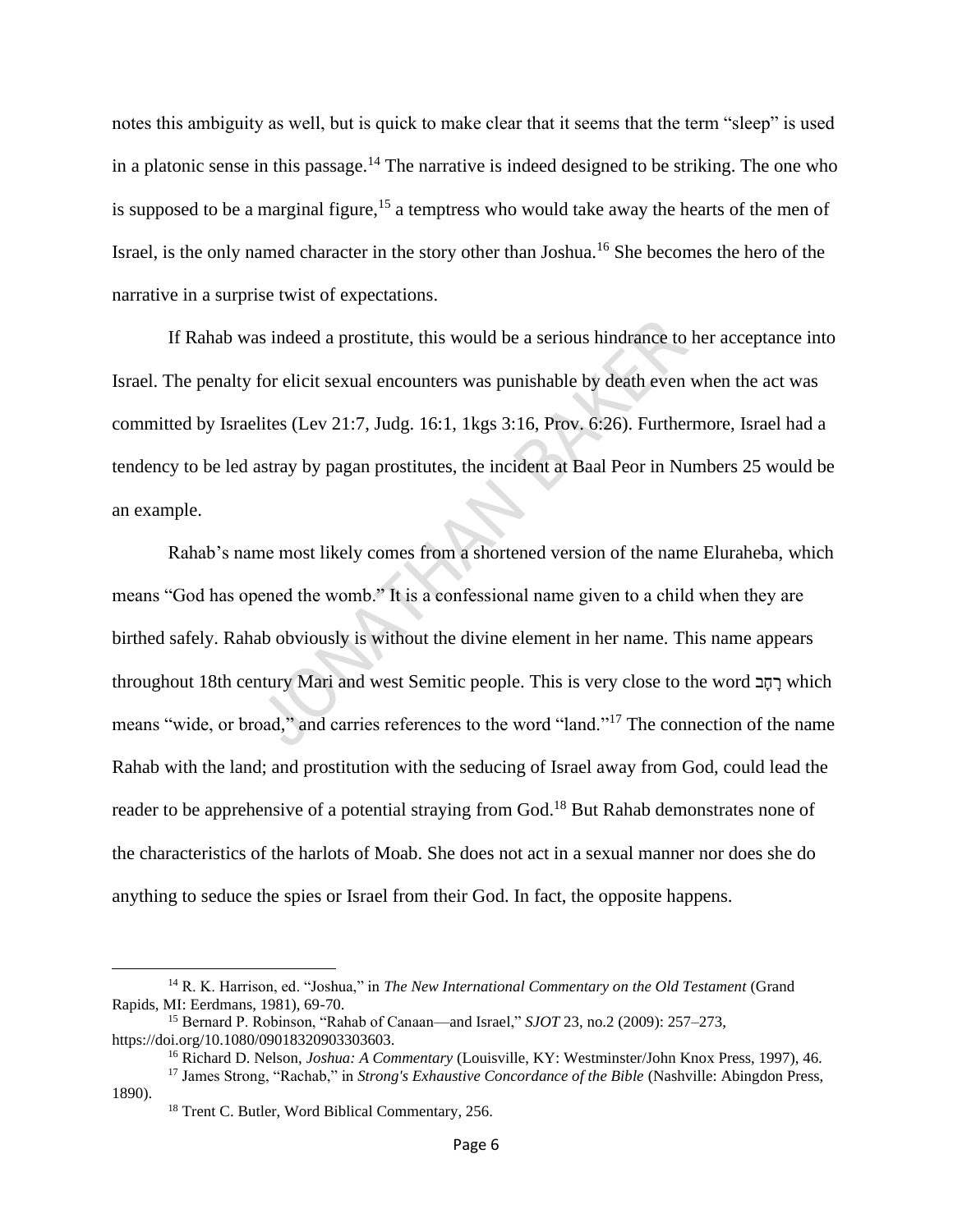notes this ambiguity as well, but is quick to make clear that it seems that the term "sleep" is used in a platonic sense in this passage.[14] The narrative is indeed designed to be striking. The one who is supposed to be a marginal figure,[15] a temptress who would take away the hearts of the men of Israel, is the only named character in the story other than Joshua.[16] She becomes the hero of the narrative in a surprise twist of expectations.

If Rahab was indeed a prostitute, this would be a serious hindrance to her acceptance into Israel. The penalty for elicit sexual encounters was punishable by death even when the act was committed by Israelites (Lev 21:7, Judg. 16:1, 1kgs 3:16, Prov. 6:26). Furthermore, Israel had a tendency to be led astray by pagan prostitutes, the incident at Baal Peor in Numbers 25 would be an example.

Rahab's name most likely comes from a shortened version of the name Eluraheba, which means "God has opened the womb." It is a confessional name given to a child when they are birthed safely. Rahab obviously is without the divine element in her name. This name appears throughout 18th century Mari and west Semitic people. This is very close to the word רָחָב which means "wide, or broad," and carries references to the word "land."[17] The connection of the name Rahab with the land; and prostitution with the seducing of Israel away from God, could lead the reader to be apprehensive of a potential straying from God.[18] But Rahab demonstrates none of the characteristics of the harlots of Moab. She does not act in a sexual manner nor does she do anything to seduce the spies or Israel from their God. In fact, the opposite happens.

---

[14] R. K. Harrison, ed. "Joshua," in *The New International Commentary on the Old Testament* (Grand Rapids, MI: Eerdmans, 1981), 69-70.

[15] Bernard P. Robinson, "Rahab of Canaan—and Israel," *SJOT* 23, no.2 (2009): 257–273, https://doi.org/10.1080/09018320903303603.

[16] Richard D. Nelson, *Joshua: A Commentary* (Louisville, KY: Westminster/John Knox Press, 1997), 46.

[17] James Strong, "Rachab," in *Strong's Exhaustive Concordance of the Bible* (Nashville: Abingdon Press, 1890).

[18] Trent C. Butler, Word Biblical Commentary, 256.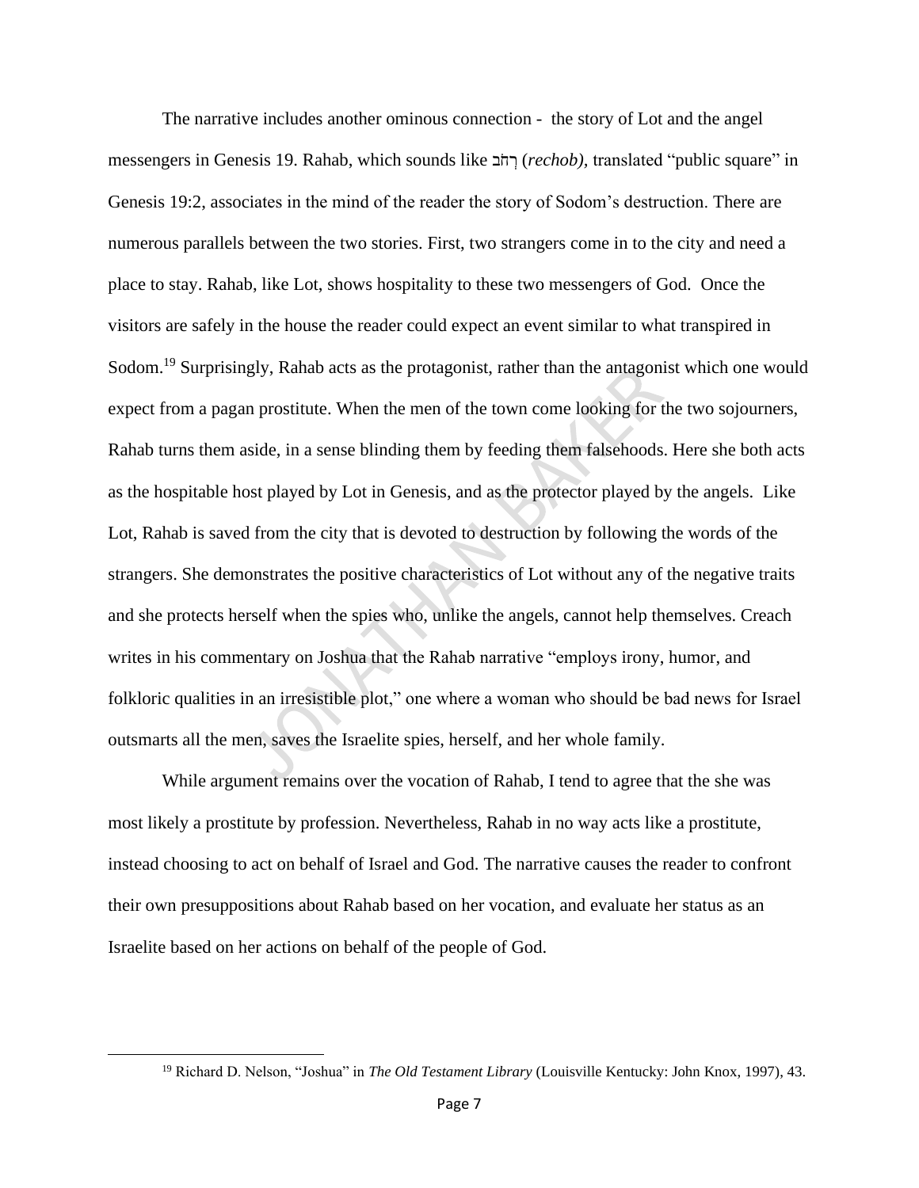The narrative includes another ominous connection - the story of Lot and the angel messengers in Genesis 19. Rahab, which sounds like רְחֹב (*rechob),* translated "public square" in Genesis 19:2, associates in the mind of the reader the story of Sodom's destruction. There are numerous parallels between the two stories. First, two strangers come in to the city and need a place to stay. Rahab, like Lot, shows hospitality to these two messengers of God. Once the visitors are safely in the house the reader could expect an event similar to what transpired in Sodom.[19] Surprisingly, Rahab acts as the protagonist, rather than the antagonist which one would expect from a pagan prostitute. When the men of the town come looking for the two sojourners, Rahab turns them aside, in a sense blinding them by feeding them falsehoods. Here she both acts as the hospitable host played by Lot in Genesis, and as the protector played by the angels. Like Lot, Rahab is saved from the city that is devoted to destruction by following the words of the strangers. She demonstrates the positive characteristics of Lot without any of the negative traits and she protects herself when the spies who, unlike the angels, cannot help themselves. Creach writes in his commentary on Joshua that the Rahab narrative "employs irony, humor, and folkloric qualities in an irresistible plot," one where a woman who should be bad news for Israel outsmarts all the men, saves the Israelite spies, herself, and her whole family.

While argument remains over the vocation of Rahab, I tend to agree that the she was most likely a prostitute by profession. Nevertheless, Rahab in no way acts like a prostitute, instead choosing to act on behalf of Israel and God. The narrative causes the reader to confront their own presuppositions about Rahab based on her vocation, and evaluate her status as an Israelite based on her actions on behalf of the people of God.

---

[19] Richard D. Nelson, "Joshua" in *The Old Testament Library* (Louisville Kentucky: John Knox, 1997), 43.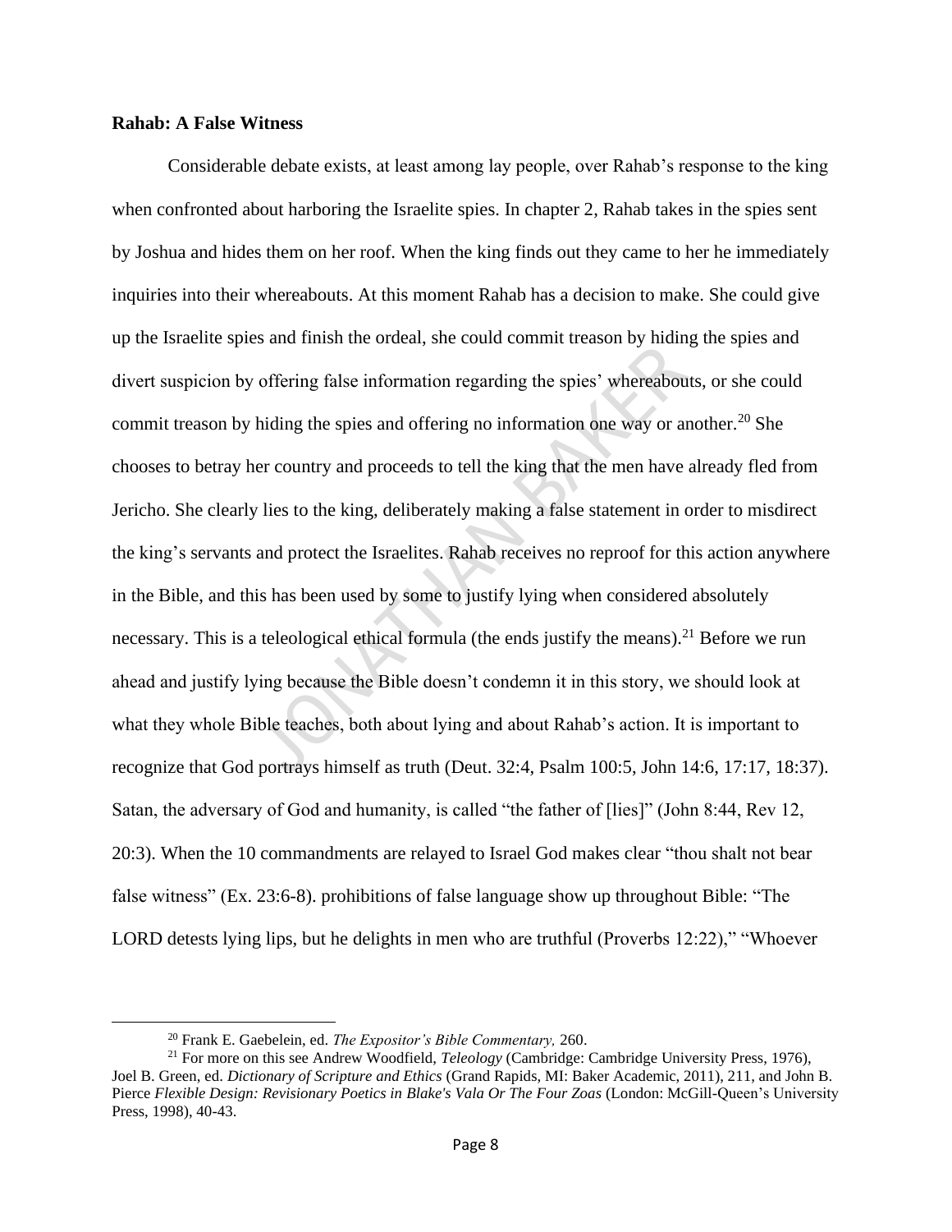**Rahab: A False Witness**

Considerable debate exists, at least among lay people, over Rahab's response to the king when confronted about harboring the Israelite spies. In chapter 2, Rahab takes in the spies sent by Joshua and hides them on her roof. When the king finds out they came to her he immediately inquiries into their whereabouts. At this moment Rahab has a decision to make. She could give up the Israelite spies and finish the ordeal, she could commit treason by hiding the spies and divert suspicion by offering false information regarding the spies' whereabouts, or she could commit treason by hiding the spies and offering no information one way or another.[20] She chooses to betray her country and proceeds to tell the king that the men have already fled from Jericho. She clearly lies to the king, deliberately making a false statement in order to misdirect the king's servants and protect the Israelites. Rahab receives no reproof for this action anywhere in the Bible, and this has been used by some to justify lying when considered absolutely necessary. This is a teleological ethical formula (the ends justify the means).[21] Before we run ahead and justify lying because the Bible doesn't condemn it in this story, we should look at what they whole Bible teaches, both about lying and about Rahab's action. It is important to recognize that God portrays himself as truth (Deut. 32:4, Psalm 100:5, John 14:6, 17:17, 18:37). Satan, the adversary of God and humanity, is called "the father of [lies]" (John 8:44, Rev 12, 20:3). When the 10 commandments are relayed to Israel God makes clear "thou shalt not bear false witness" (Ex. 23:6-8). prohibitions of false language show up throughout Bible: "The LORD detests lying lips, but he delights in men who are truthful (Proverbs 12:22)," "Whoever

---

[20] Frank E. Gaebelein, ed. *The Expositor's Bible Commentary,* 260.

[21] For more on this see Andrew Woodfield, *Teleology* (Cambridge: Cambridge University Press, 1976), Joel B. Green, ed. *Dictionary of Scripture and Ethics* (Grand Rapids, MI: Baker Academic, 2011), 211, and John B. Pierce *Flexible Design: Revisionary Poetics in Blake's Vala Or The Four Zoas* (London: McGill-Queen's University Press, 1998), 40-43.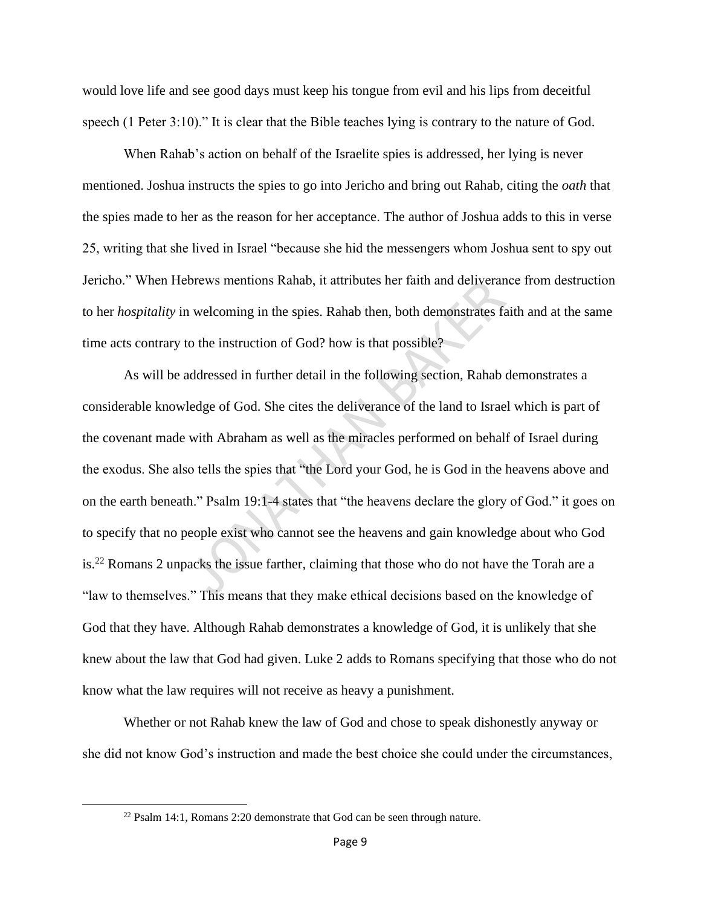would love life and see good days must keep his tongue from evil and his lips from deceitful speech (1 Peter 3:10)." It is clear that the Bible teaches lying is contrary to the nature of God.

When Rahab's action on behalf of the Israelite spies is addressed, her lying is never mentioned. Joshua instructs the spies to go into Jericho and bring out Rahab, citing the *oath* that the spies made to her as the reason for her acceptance. The author of Joshua adds to this in verse 25, writing that she lived in Israel "because she hid the messengers whom Joshua sent to spy out Jericho." When Hebrews mentions Rahab, it attributes her faith and deliverance from destruction to her *hospitality* in welcoming in the spies. Rahab then, both demonstrates faith and at the same time acts contrary to the instruction of God? how is that possible?

As will be addressed in further detail in the following section, Rahab demonstrates a considerable knowledge of God. She cites the deliverance of the land to Israel which is part of the covenant made with Abraham as well as the miracles performed on behalf of Israel during the exodus. She also tells the spies that "the Lord your God, he is God in the heavens above and on the earth beneath." Psalm 19:1-4 states that "the heavens declare the glory of God." it goes on to specify that no people exist who cannot see the heavens and gain knowledge about who God is.[22] Romans 2 unpacks the issue farther, claiming that those who do not have the Torah are a "law to themselves." This means that they make ethical decisions based on the knowledge of God that they have. Although Rahab demonstrates a knowledge of God, it is unlikely that she knew about the law that God had given. Luke 2 adds to Romans specifying that those who do not know what the law requires will not receive as heavy a punishment.

Whether or not Rahab knew the law of God and chose to speak dishonestly anyway or she did not know God's instruction and made the best choice she could under the circumstances,

---

[22] Psalm 14:1, Romans 2:20 demonstrate that God can be seen through nature.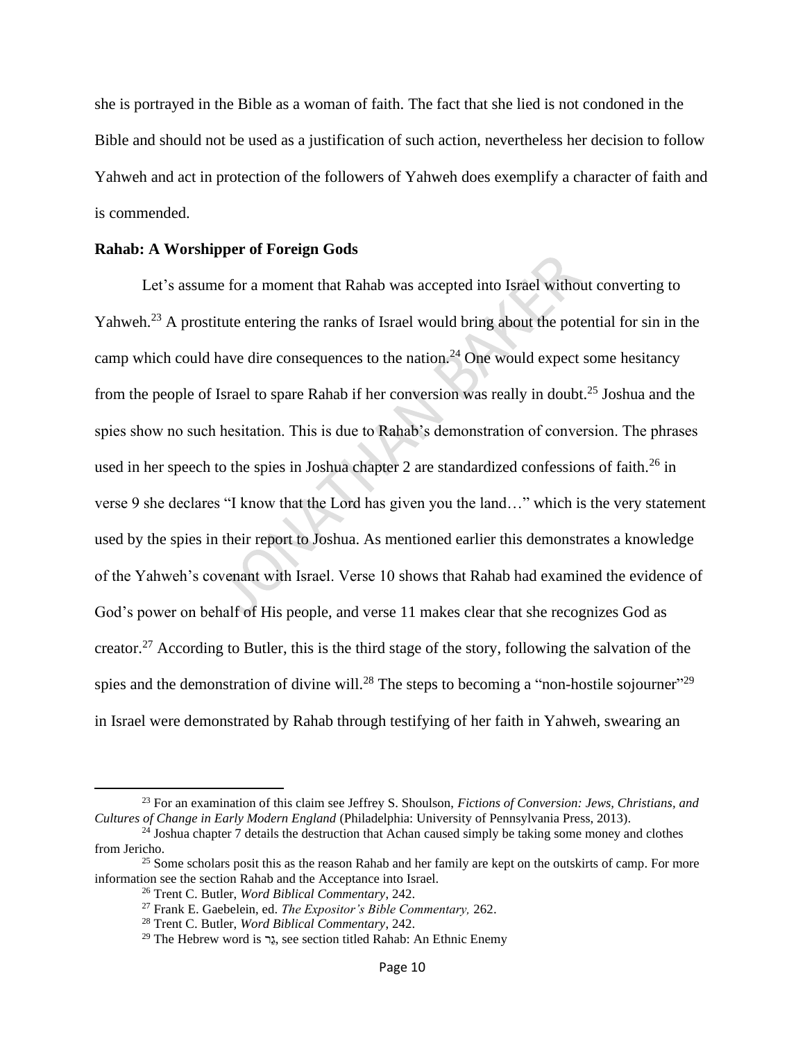she is portrayed in the Bible as a woman of faith. The fact that she lied is not condoned in the Bible and should not be used as a justification of such action, nevertheless her decision to follow Yahweh and act in protection of the followers of Yahweh does exemplify a character of faith and is commended.

**Rahab: A Worshipper of Foreign Gods**

Let's assume for a moment that Rahab was accepted into Israel without converting to Yahweh.[23] A prostitute entering the ranks of Israel would bring about the potential for sin in the camp which could have dire consequences to the nation.[24] One would expect some hesitancy from the people of Israel to spare Rahab if her conversion was really in doubt.[25] Joshua and the spies show no such hesitation. This is due to Rahab's demonstration of conversion. The phrases used in her speech to the spies in Joshua chapter 2 are standardized confessions of faith.[26] in verse 9 she declares "I know that the Lord has given you the land…" which is the very statement used by the spies in their report to Joshua. As mentioned earlier this demonstrates a knowledge of the Yahweh's covenant with Israel. Verse 10 shows that Rahab had examined the evidence of God's power on behalf of His people, and verse 11 makes clear that she recognizes God as creator.[27] According to Butler, this is the third stage of the story, following the salvation of the spies and the demonstration of divine will.[28] The steps to becoming a "non-hostile sojourner"[29] in Israel were demonstrated by Rahab through testifying of her faith in Yahweh, swearing an

---

[23] For an examination of this claim see Jeffrey S. Shoulson, *Fictions of Conversion: Jews, Christians, and Cultures of Change in Early Modern England* (Philadelphia: University of Pennsylvania Press, 2013).

[24] Joshua chapter 7 details the destruction that Achan caused simply be taking some money and clothes from Jericho.

[25] Some scholars posit this as the reason Rahab and her family are kept on the outskirts of camp. For more information see the section Rahab and the Acceptance into Israel.

[26] Trent C. Butler, *Word Biblical Commentary*, 242.

[27] Frank E. Gaebelein, ed. *The Expositor's Bible Commentary,* 262.

[28] Trent C. Butler, *Word Biblical Commentary*, 242.

[29] The Hebrew word is גֵּר, see section titled Rahab: An Ethnic Enemy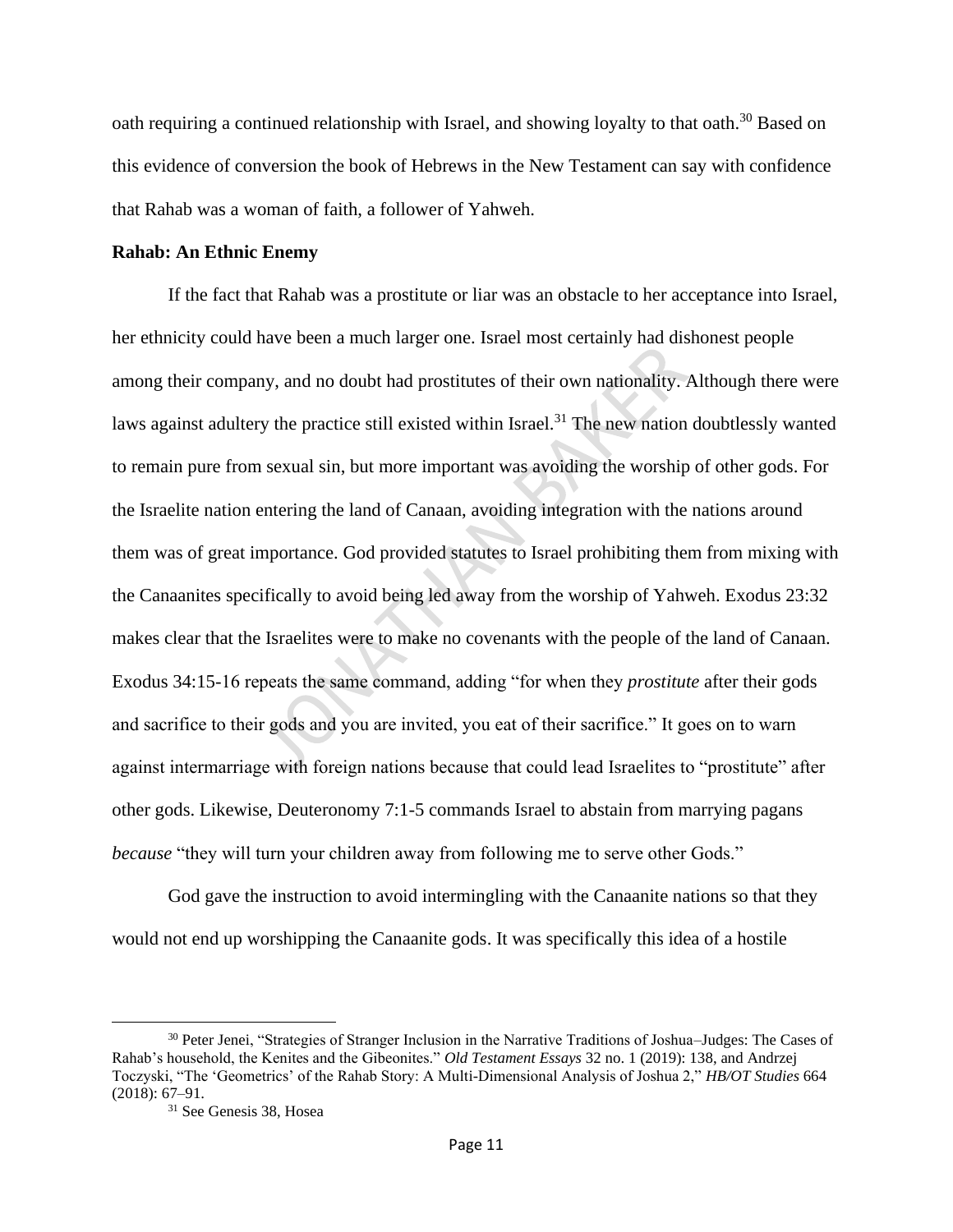oath requiring a continued relationship with Israel, and showing loyalty to that oath.[30] Based on this evidence of conversion the book of Hebrews in the New Testament can say with confidence that Rahab was a woman of faith, a follower of Yahweh.

**Rahab: An Ethnic Enemy**

If the fact that Rahab was a prostitute or liar was an obstacle to her acceptance into Israel, her ethnicity could have been a much larger one. Israel most certainly had dishonest people among their company, and no doubt had prostitutes of their own nationality. Although there were laws against adultery the practice still existed within Israel.[31] The new nation doubtlessly wanted to remain pure from sexual sin, but more important was avoiding the worship of other gods. For the Israelite nation entering the land of Canaan, avoiding integration with the nations around them was of great importance. God provided statutes to Israel prohibiting them from mixing with the Canaanites specifically to avoid being led away from the worship of Yahweh. Exodus 23:32 makes clear that the Israelites were to make no covenants with the people of the land of Canaan. Exodus 34:15-16 repeats the same command, adding "for when they *prostitute* after their gods and sacrifice to their gods and you are invited, you eat of their sacrifice." It goes on to warn against intermarriage with foreign nations because that could lead Israelites to "prostitute" after other gods. Likewise, Deuteronomy 7:1-5 commands Israel to abstain from marrying pagans *because* "they will turn your children away from following me to serve other Gods."

God gave the instruction to avoid intermingling with the Canaanite nations so that they would not end up worshipping the Canaanite gods. It was specifically this idea of a hostile

---

[30] Peter Jenei, "Strategies of Stranger Inclusion in the Narrative Traditions of Joshua–Judges: The Cases of Rahab's household, the Kenites and the Gibeonites." *Old Testament Essays* 32 no. 1 (2019): 138, and Andrzej Toczyski, "The 'Geometrics' of the Rahab Story: A Multi-Dimensional Analysis of Joshua 2," *HB/OT Studies* 664 (2018): 67–91.

[31] See Genesis 38, Hosea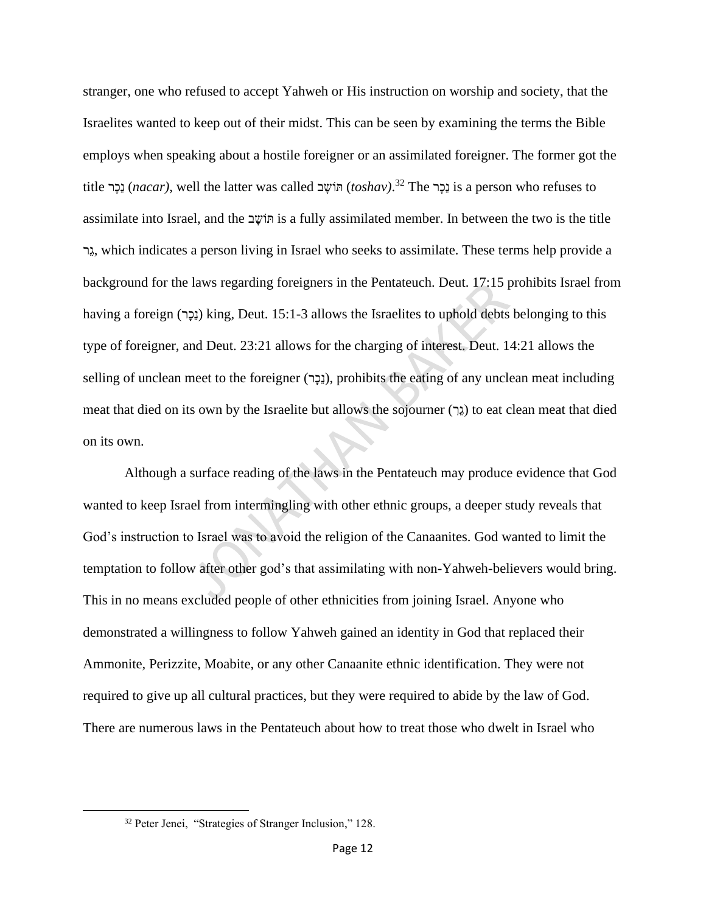stranger, one who refused to accept Yahweh or His instruction on worship and society, that the Israelites wanted to keep out of their midst. This can be seen by examining the terms the Bible employs when speaking about a hostile foreigner or an assimilated foreigner. The former got the title נֵכָר (*nacar)*, well the latter was called תּוֹשָׁב (*toshav)*.[32] The נֵכָר is a person who refuses to assimilate into Israel, and the תּוֹשָׁב is a fully assimilated member. In between the two is the title גֵּר, which indicates a person living in Israel who seeks to assimilate. These terms help provide a background for the laws regarding foreigners in the Pentateuch. Deut. 17:15 prohibits Israel from having a foreign (נָכְרִ) king, Deut. 15:1-3 allows the Israelites to uphold debts belonging to this type of foreigner, and Deut. 23:21 allows for the charging of interest. Deut. 14:21 allows the selling of unclean meet to the foreigner (נֵכָר), prohibits the eating of any unclean meat including meat that died on its own by the Israelite but allows the sojourner (גֵּר) to eat clean meat that died on its own.

Although a surface reading of the laws in the Pentateuch may produce evidence that God wanted to keep Israel from intermingling with other ethnic groups, a deeper study reveals that God's instruction to Israel was to avoid the religion of the Canaanites. God wanted to limit the temptation to follow after other god's that assimilating with non-Yahweh-believers would bring. This in no means excluded people of other ethnicities from joining Israel. Anyone who demonstrated a willingness to follow Yahweh gained an identity in God that replaced their Ammonite, Perizzite, Moabite, or any other Canaanite ethnic identification. They were not required to give up all cultural practices, but they were required to abide by the law of God. There are numerous laws in the Pentateuch about how to treat those who dwelt in Israel who

---

[32] Peter Jenei, "Strategies of Stranger Inclusion," 128.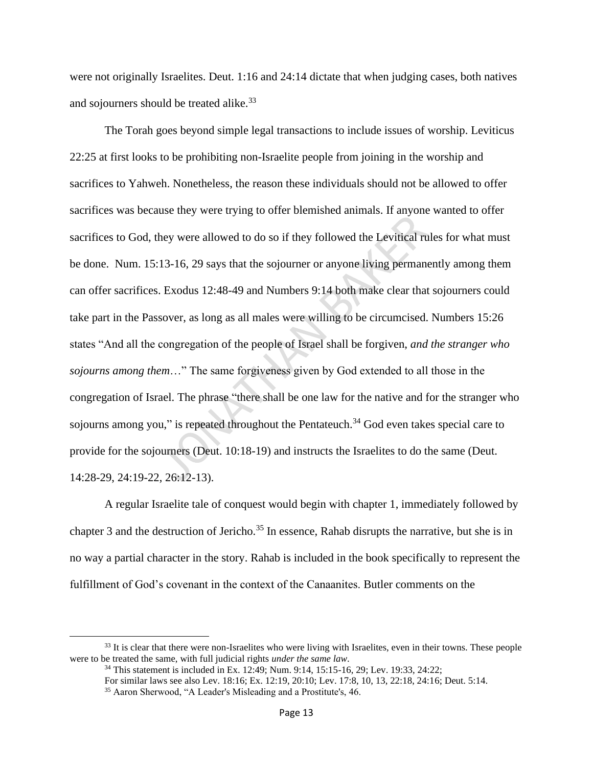were not originally Israelites. Deut. 1:16 and 24:14 dictate that when judging cases, both natives and sojourners should be treated alike.[33]

The Torah goes beyond simple legal transactions to include issues of worship. Leviticus 22:25 at first looks to be prohibiting non-Israelite people from joining in the worship and sacrifices to Yahweh. Nonetheless, the reason these individuals should not be allowed to offer sacrifices was because they were trying to offer blemished animals. If anyone wanted to offer sacrifices to God, they were allowed to do so if they followed the Levitical rules for what must be done. Num. 15:13-16, 29 says that the sojourner or anyone living permanently among them can offer sacrifices. Exodus 12:48-49 and Numbers 9:14 both make clear that sojourners could take part in the Passover, as long as all males were willing to be circumcised. Numbers 15:26 states "And all the congregation of the people of Israel shall be forgiven, *and the stranger who sojourns among them*…" The same forgiveness given by God extended to all those in the congregation of Israel. The phrase "there shall be one law for the native and for the stranger who sojourns among you," is repeated throughout the Pentateuch.[34] God even takes special care to provide for the sojourners (Deut. 10:18-19) and instructs the Israelites to do the same (Deut. 14:28-29, 24:19-22, 26:12-13).

A regular Israelite tale of conquest would begin with chapter 1, immediately followed by chapter 3 and the destruction of Jericho.[35] In essence, Rahab disrupts the narrative, but she is in no way a partial character in the story. Rahab is included in the book specifically to represent the fulfillment of God's covenant in the context of the Canaanites. Butler comments on the

---

[33] It is clear that there were non-Israelites who were living with Israelites, even in their towns. These people were to be treated the same, with full judicial rights *under the same law*.

[34] This statement is included in Ex. 12:49; Num. 9:14, 15:15-16, 29; Lev. 19:33, 24:22;
For similar laws see also Lev. 18:16; Ex. 12:19, 20:10; Lev. 17:8, 10, 13, 22:18, 24:16; Deut. 5:14.

[35] Aaron Sherwood, "A Leader's Misleading and a Prostitute's, 46.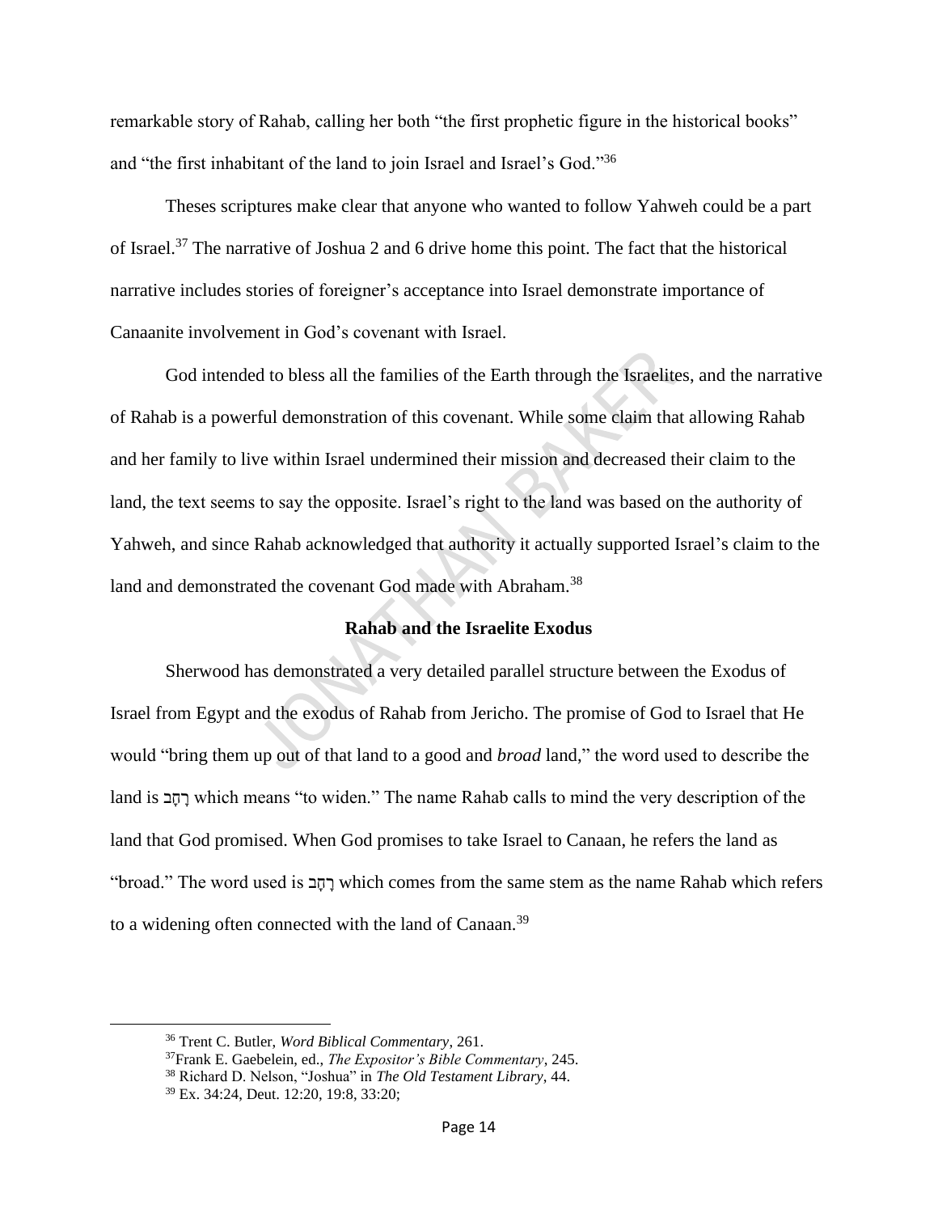remarkable story of Rahab, calling her both "the first prophetic figure in the historical books" and "the first inhabitant of the land to join Israel and Israel's God."[36]

Theses scriptures make clear that anyone who wanted to follow Yahweh could be a part of Israel.[37] The narrative of Joshua 2 and 6 drive home this point. The fact that the historical narrative includes stories of foreigner's acceptance into Israel demonstrate importance of Canaanite involvement in God's covenant with Israel.

God intended to bless all the families of the Earth through the Israelites, and the narrative of Rahab is a powerful demonstration of this covenant. While some claim that allowing Rahab and her family to live within Israel undermined their mission and decreased their claim to the land, the text seems to say the opposite. Israel's right to the land was based on the authority of Yahweh, and since Rahab acknowledged that authority it actually supported Israel's claim to the land and demonstrated the covenant God made with Abraham.[38]

**Rahab and the Israelite Exodus**

Sherwood has demonstrated a very detailed parallel structure between the Exodus of Israel from Egypt and the exodus of Rahab from Jericho. The promise of God to Israel that He would "bring them up out of that land to a good and *broad* land," the word used to describe the land is רָחָב which means "to widen." The name Rahab calls to mind the very description of the land that God promised. When God promises to take Israel to Canaan, he refers the land as "broad." The word used is רָחָב which comes from the same stem as the name Rahab which refers to a widening often connected with the land of Canaan.[39]

---

[36] Trent C. Butler, *Word Biblical Commentary*, 261.

[37] Frank E. Gaebelein, ed., *The Expositor's Bible Commentary*, 245.

[38] Richard D. Nelson, "Joshua" in *The Old Testament Library*, 44.

[39] Ex. 34:24, Deut. 12:20, 19:8, 33:20;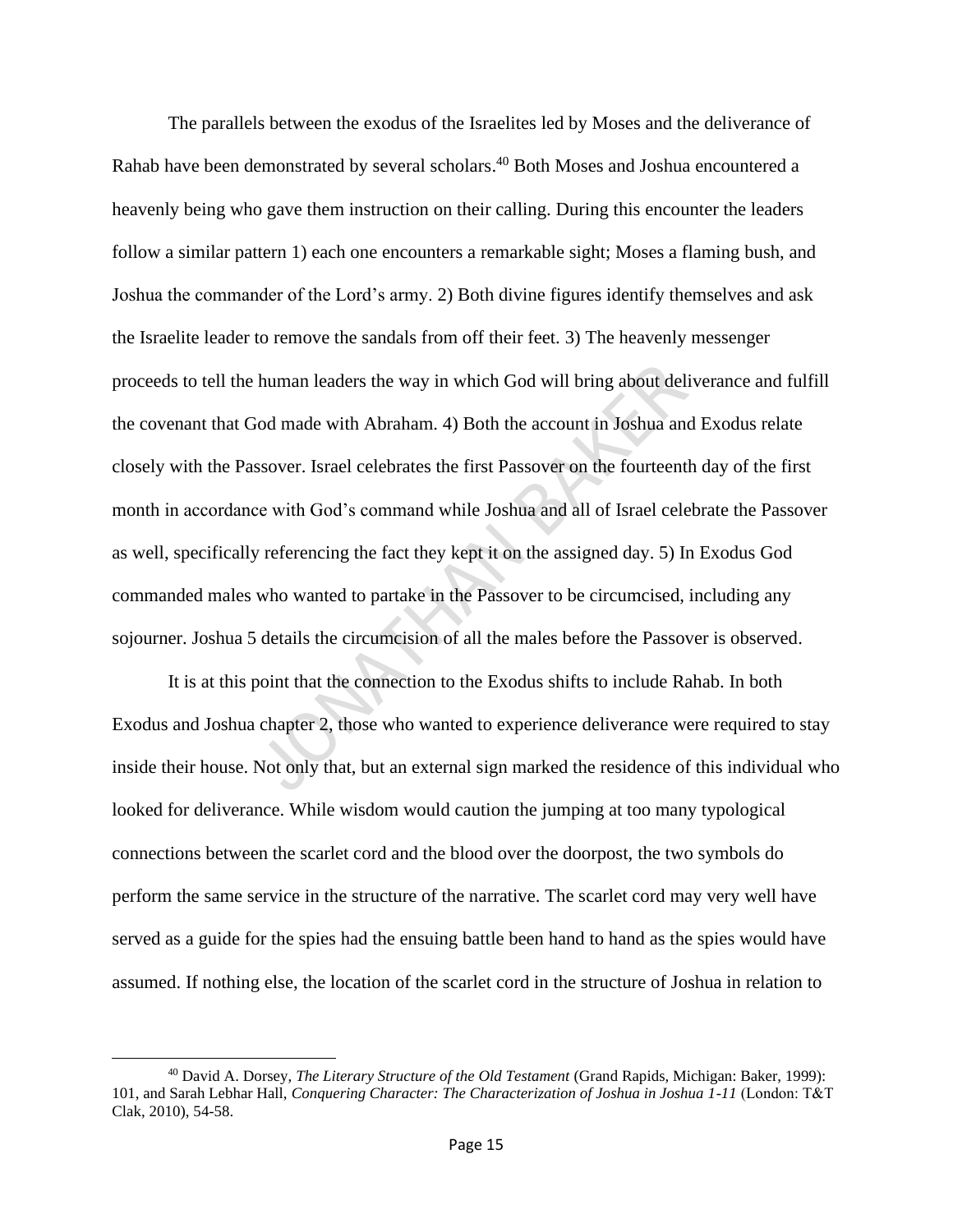The parallels between the exodus of the Israelites led by Moses and the deliverance of Rahab have been demonstrated by several scholars.[40] Both Moses and Joshua encountered a heavenly being who gave them instruction on their calling. During this encounter the leaders follow a similar pattern 1) each one encounters a remarkable sight; Moses a flaming bush, and Joshua the commander of the Lord's army. 2) Both divine figures identify themselves and ask the Israelite leader to remove the sandals from off their feet. 3) The heavenly messenger proceeds to tell the human leaders the way in which God will bring about deliverance and fulfill the covenant that God made with Abraham. 4) Both the account in Joshua and Exodus relate closely with the Passover. Israel celebrates the first Passover on the fourteenth day of the first month in accordance with God's command while Joshua and all of Israel celebrate the Passover as well, specifically referencing the fact they kept it on the assigned day. 5) In Exodus God commanded males who wanted to partake in the Passover to be circumcised, including any sojourner. Joshua 5 details the circumcision of all the males before the Passover is observed.

It is at this point that the connection to the Exodus shifts to include Rahab. In both Exodus and Joshua chapter 2, those who wanted to experience deliverance were required to stay inside their house. Not only that, but an external sign marked the residence of this individual who looked for deliverance. While wisdom would caution the jumping at too many typological connections between the scarlet cord and the blood over the doorpost, the two symbols do perform the same service in the structure of the narrative. The scarlet cord may very well have served as a guide for the spies had the ensuing battle been hand to hand as the spies would have assumed. If nothing else, the location of the scarlet cord in the structure of Joshua in relation to

[40] David A. Dorsey, *The Literary Structure of the Old Testament* (Grand Rapids, Michigan: Baker, 1999): 101, and Sarah Lebhar Hall, *Conquering Character: The Characterization of Joshua in Joshua 1-11* (London: T&T Clak, 2010), 54-58.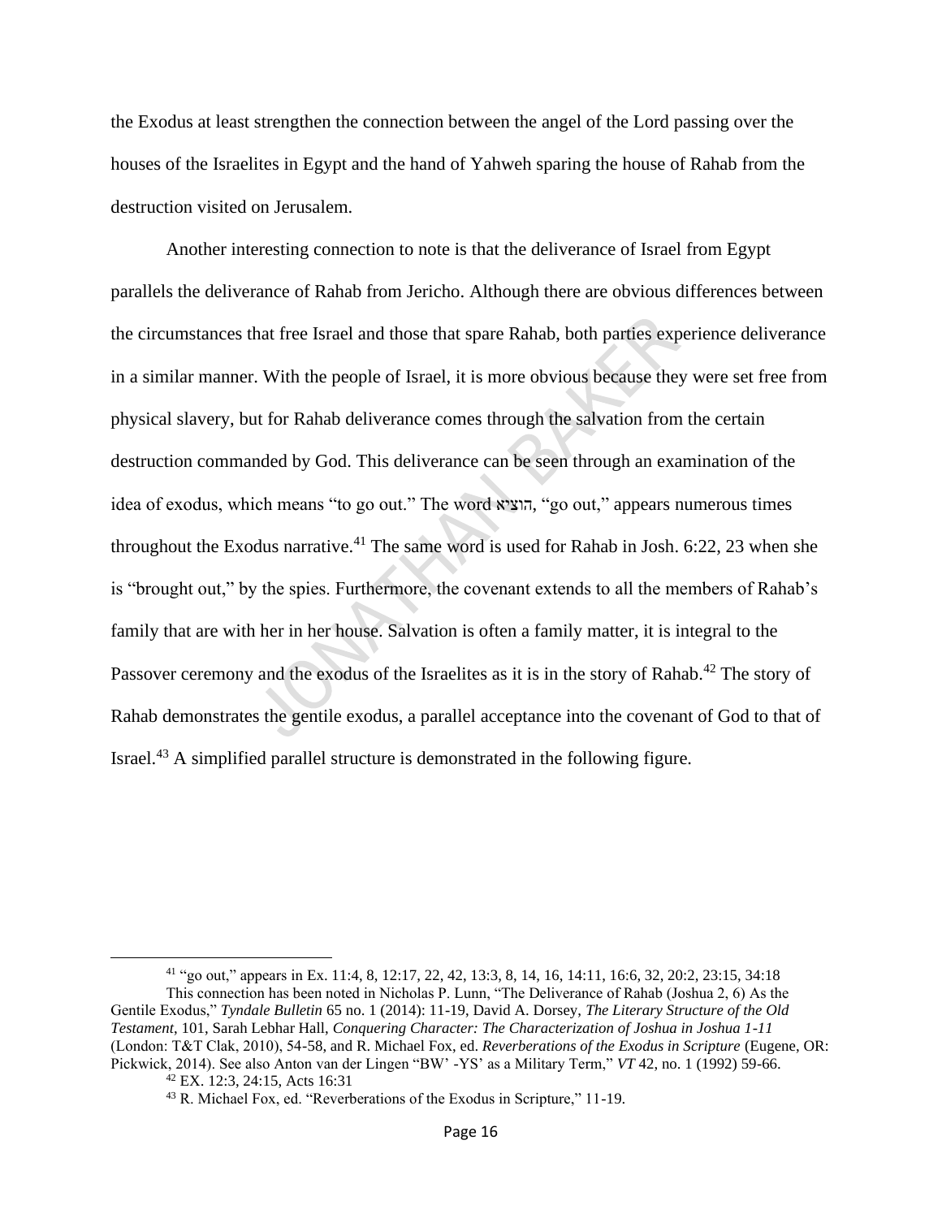the Exodus at least strengthen the connection between the angel of the Lord passing over the houses of the Israelites in Egypt and the hand of Yahweh sparing the house of Rahab from the destruction visited on Jerusalem.

Another interesting connection to note is that the deliverance of Israel from Egypt parallels the deliverance of Rahab from Jericho. Although there are obvious differences between the circumstances that free Israel and those that spare Rahab, both parties experience deliverance in a similar manner. With the people of Israel, it is more obvious because they were set free from physical slavery, but for Rahab deliverance comes through the salvation from the certain destruction commanded by God. This deliverance can be seen through an examination of the idea of exodus, which means "to go out." The word הוציא, "go out," appears numerous times throughout the Exodus narrative.[41] The same word is used for Rahab in Josh. 6:22, 23 when she is "brought out," by the spies. Furthermore, the covenant extends to all the members of Rahab's family that are with her in her house. Salvation is often a family matter, it is integral to the Passover ceremony and the exodus of the Israelites as it is in the story of Rahab.[42] The story of Rahab demonstrates the gentile exodus, a parallel acceptance into the covenant of God to that of Israel.[43] A simplified parallel structure is demonstrated in the following figure.

---

[41] "go out," appears in Ex. 11:4, 8, 12:17, 22, 42, 13:3, 8, 14, 16, 14:11, 16:6, 32, 20:2, 23:15, 34:18 This connection has been noted in Nicholas P. Lunn, "The Deliverance of Rahab (Joshua 2, 6) As the Gentile Exodus," *Tyndale Bulletin* 65 no. 1 (2014): 11-19, David A. Dorsey, *The Literary Structure of the Old Testament*, 101, Sarah Lebhar Hall, *Conquering Character: The Characterization of Joshua in Joshua 1-11* (London: T&T Clak, 2010), 54-58, and R. Michael Fox, ed. *Reverberations of the Exodus in Scripture* (Eugene, OR: Pickwick, 2014). See also Anton van der Lingen "BW' -YS' as a Military Term," *VT* 42, no. 1 (1992) 59-66.

[42] EX. 12:3, 24:15, Acts 16:31

[43] R. Michael Fox, ed. "Reverberations of the Exodus in Scripture," 11-19.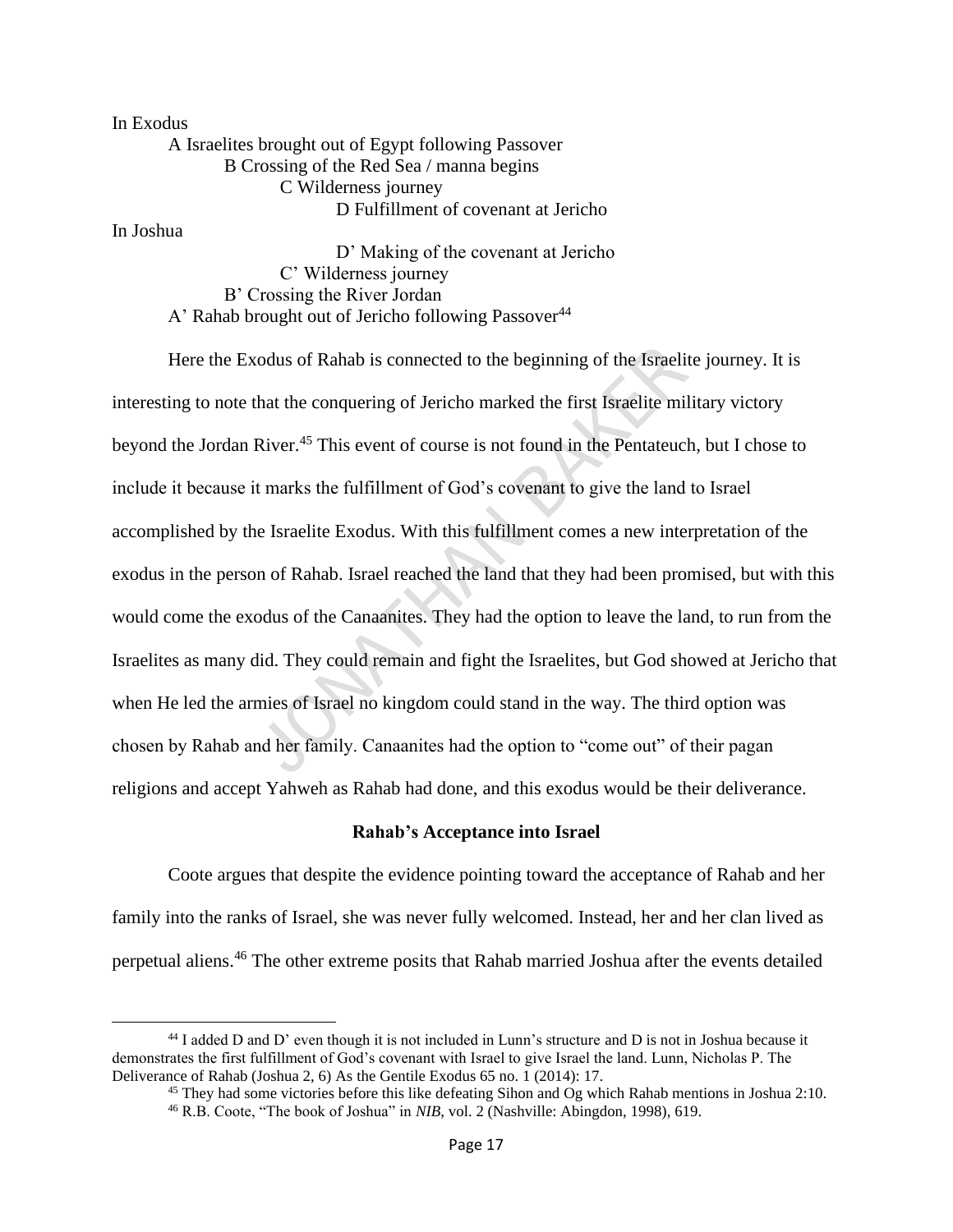In Exodus

A Israelites brought out of Egypt following Passover

B Crossing of the Red Sea / manna begins

C Wilderness journey

D Fulfillment of covenant at Jericho

In Joshua

D' Making of the covenant at Jericho

C' Wilderness journey

B' Crossing the River Jordan

A' Rahab brought out of Jericho following Passover[44]

Here the Exodus of Rahab is connected to the beginning of the Israelite journey. It is interesting to note that the conquering of Jericho marked the first Israelite military victory beyond the Jordan River.[45] This event of course is not found in the Pentateuch, but I chose to include it because it marks the fulfillment of God's covenant to give the land to Israel accomplished by the Israelite Exodus. With this fulfillment comes a new interpretation of the exodus in the person of Rahab. Israel reached the land that they had been promised, but with this would come the exodus of the Canaanites. They had the option to leave the land, to run from the Israelites as many did. They could remain and fight the Israelites, but God showed at Jericho that when He led the armies of Israel no kingdom could stand in the way. The third option was chosen by Rahab and her family. Canaanites had the option to "come out" of their pagan religions and accept Yahweh as Rahab had done, and this exodus would be their deliverance.

**Rahab's Acceptance into Israel**

Coote argues that despite the evidence pointing toward the acceptance of Rahab and her family into the ranks of Israel, she was never fully welcomed. Instead, her and her clan lived as perpetual aliens.[46] The other extreme posits that Rahab married Joshua after the events detailed

[44] I added D and D' even though it is not included in Lunn's structure and D is not in Joshua because it demonstrates the first fulfillment of God's covenant with Israel to give Israel the land. Lunn, Nicholas P. The Deliverance of Rahab (Joshua 2, 6) As the Gentile Exodus 65 no. 1 (2014): 17.

[45] They had some victories before this like defeating Sihon and Og which Rahab mentions in Joshua 2:10.

[46] R.B. Coote, "The book of Joshua" in *NIB*, vol. 2 (Nashville: Abingdon, 1998), 619.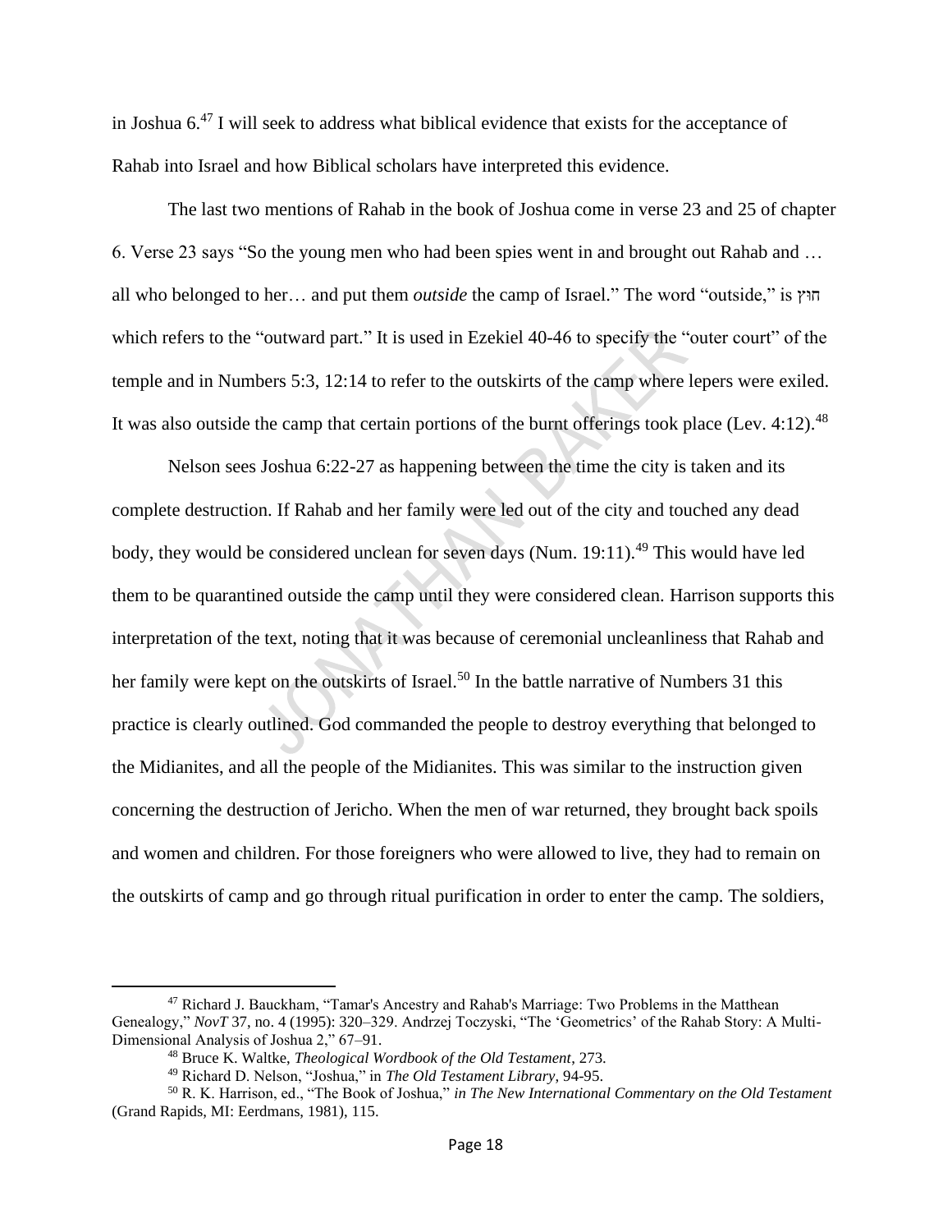in Joshua 6.[47] I will seek to address what biblical evidence that exists for the acceptance of Rahab into Israel and how Biblical scholars have interpreted this evidence.

The last two mentions of Rahab in the book of Joshua come in verse 23 and 25 of chapter 6. Verse 23 says "So the young men who had been spies went in and brought out Rahab and … all who belonged to her… and put them *outside* the camp of Israel." The word "outside," is חוץ which refers to the "outward part." It is used in Ezekiel 40-46 to specify the "outer court" of the temple and in Numbers 5:3, 12:14 to refer to the outskirts of the camp where lepers were exiled. It was also outside the camp that certain portions of the burnt offerings took place (Lev. 4:12).[48]

Nelson sees Joshua 6:22-27 as happening between the time the city is taken and its complete destruction. If Rahab and her family were led out of the city and touched any dead body, they would be considered unclean for seven days (Num. 19:11).[49] This would have led them to be quarantined outside the camp until they were considered clean. Harrison supports this interpretation of the text, noting that it was because of ceremonial uncleanliness that Rahab and her family were kept on the outskirts of Israel.[50] In the battle narrative of Numbers 31 this practice is clearly outlined. God commanded the people to destroy everything that belonged to the Midianites, and all the people of the Midianites. This was similar to the instruction given concerning the destruction of Jericho. When the men of war returned, they brought back spoils and women and children. For those foreigners who were allowed to live, they had to remain on the outskirts of camp and go through ritual purification in order to enter the camp. The soldiers,

---

[47] Richard J. Bauckham, "Tamar's Ancestry and Rahab's Marriage: Two Problems in the Matthean Genealogy," *NovT* 37, no. 4 (1995): 320–329. Andrzej Toczyski, "The 'Geometrics' of the Rahab Story: A Multi-Dimensional Analysis of Joshua 2," 67–91.

[48] Bruce K. Waltke, *Theological Wordbook of the Old Testament*, 273.

[49] Richard D. Nelson, "Joshua," in *The Old Testament Library*, 94-95.

[50] R. K. Harrison, ed., "The Book of Joshua," *in The New International Commentary on the Old Testament* (Grand Rapids, MI: Eerdmans, 1981), 115.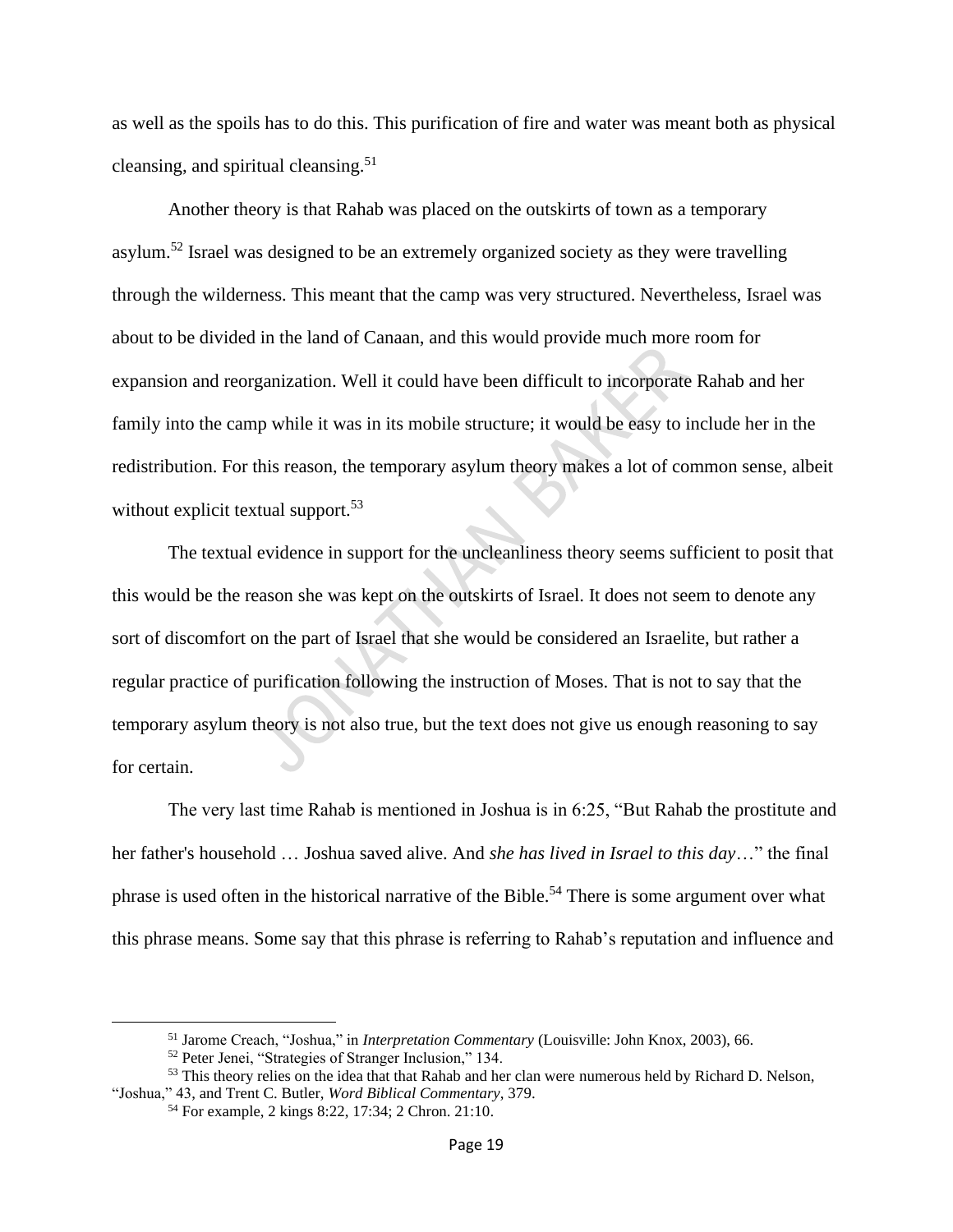as well as the spoils has to do this. This purification of fire and water was meant both as physical cleansing, and spiritual cleansing.[51]

Another theory is that Rahab was placed on the outskirts of town as a temporary asylum.[52] Israel was designed to be an extremely organized society as they were travelling through the wilderness. This meant that the camp was very structured. Nevertheless, Israel was about to be divided in the land of Canaan, and this would provide much more room for expansion and reorganization. Well it could have been difficult to incorporate Rahab and her family into the camp while it was in its mobile structure; it would be easy to include her in the redistribution. For this reason, the temporary asylum theory makes a lot of common sense, albeit without explicit textual support.[53]

The textual evidence in support for the uncleanliness theory seems sufficient to posit that this would be the reason she was kept on the outskirts of Israel. It does not seem to denote any sort of discomfort on the part of Israel that she would be considered an Israelite, but rather a regular practice of purification following the instruction of Moses. That is not to say that the temporary asylum theory is not also true, but the text does not give us enough reasoning to say for certain.

The very last time Rahab is mentioned in Joshua is in 6:25, "But Rahab the prostitute and her father's household … Joshua saved alive. And *she has lived in Israel to this day*…" the final phrase is used often in the historical narrative of the Bible.[54] There is some argument over what this phrase means. Some say that this phrase is referring to Rahab's reputation and influence and

---

[51] Jarome Creach, "Joshua," in *Interpretation Commentary* (Louisville: John Knox, 2003), 66.

[52] Peter Jenei, "Strategies of Stranger Inclusion," 134.

[53] This theory relies on the idea that that Rahab and her clan were numerous held by Richard D. Nelson, "Joshua," 43, and Trent C. Butler, *Word Biblical Commentary*, 379.

[54] For example, 2 kings 8:22, 17:34; 2 Chron. 21:10.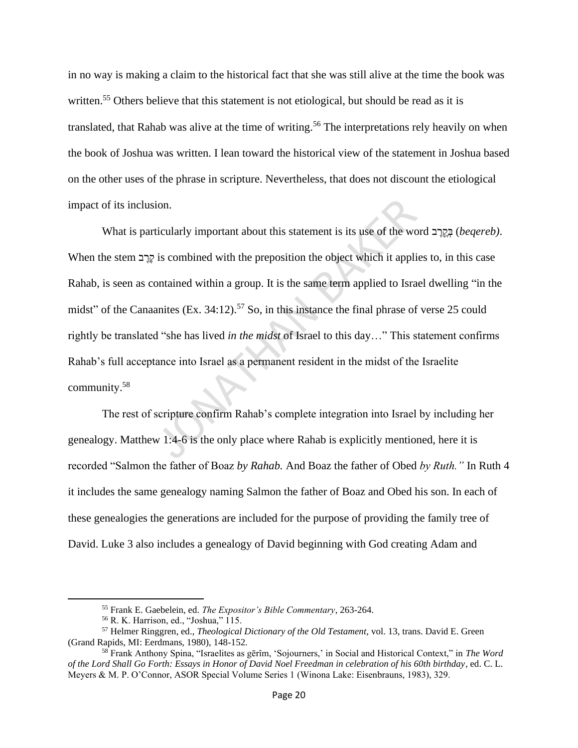in no way is making a claim to the historical fact that she was still alive at the time the book was written.[55] Others believe that this statement is not etiological, but should be read as it is translated, that Rahab was alive at the time of writing.[56] The interpretations rely heavily on when the book of Joshua was written. I lean toward the historical view of the statement in Joshua based on the other uses of the phrase in scripture. Nevertheless, that does not discount the etiological impact of its inclusion.

What is particularly important about this statement is its use of the word בְּקֶרֶב (*beqereb)*. When the stem קֶרֶב is combined with the preposition the object which it applies to, in this case Rahab, is seen as contained within a group. It is the same term applied to Israel dwelling "in the midst" of the Canaanites (Ex. 34:12).[57] So, in this instance the final phrase of verse 25 could rightly be translated "she has lived *in the midst* of Israel to this day…" This statement confirms Rahab's full acceptance into Israel as a permanent resident in the midst of the Israelite community.[58]

The rest of scripture confirm Rahab's complete integration into Israel by including her genealogy. Matthew 1:4-6 is the only place where Rahab is explicitly mentioned, here it is recorded "Salmon the father of Boaz *by Rahab.* And Boaz the father of Obed *by Ruth."* In Ruth 4 it includes the same genealogy naming Salmon the father of Boaz and Obed his son. In each of these genealogies the generations are included for the purpose of providing the family tree of David. Luke 3 also includes a genealogy of David beginning with God creating Adam and

---

[55] Frank E. Gaebelein, ed. *The Expositor's Bible Commentary*, 263-264.

[56] R. K. Harrison, ed., "Joshua," 115.

[57] Helmer Ringgren, ed., *Theological Dictionary of the Old Testament,* vol. 13, trans. David E. Green (Grand Rapids, MI: Eerdmans, 1980), 148-152.

[58] Frank Anthony Spina, "Israelites as gērîm, 'Sojourners,' in Social and Historical Context," in *The Word of the Lord Shall Go Forth: Essays in Honor of David Noel Freedman in celebration of his 60th birthday*, ed. C. L. Meyers & M. P. O'Connor, ASOR Special Volume Series 1 (Winona Lake: Eisenbrauns, 1983), 329.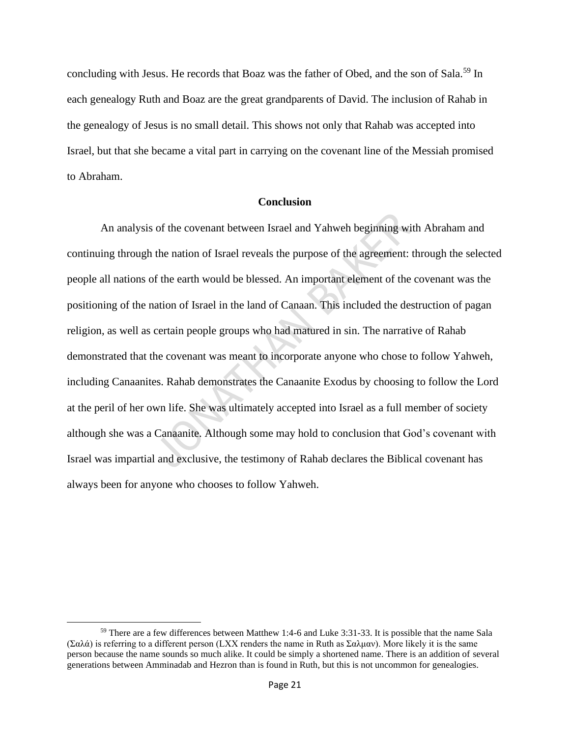concluding with Jesus. He records that Boaz was the father of Obed, and the son of Sala.[59] In each genealogy Ruth and Boaz are the great grandparents of David. The inclusion of Rahab in the genealogy of Jesus is no small detail. This shows not only that Rahab was accepted into Israel, but that she became a vital part in carrying on the covenant line of the Messiah promised to Abraham.

## Conclusion

An analysis of the covenant between Israel and Yahweh beginning with Abraham and continuing through the nation of Israel reveals the purpose of the agreement: through the selected people all nations of the earth would be blessed. An important element of the covenant was the positioning of the nation of Israel in the land of Canaan. This included the destruction of pagan religion, as well as certain people groups who had matured in sin. The narrative of Rahab demonstrated that the covenant was meant to incorporate anyone who chose to follow Yahweh, including Canaanites. Rahab demonstrates the Canaanite Exodus by choosing to follow the Lord at the peril of her own life. She was ultimately accepted into Israel as a full member of society although she was a Canaanite. Although some may hold to conclusion that God's covenant with Israel was impartial and exclusive, the testimony of Rahab declares the Biblical covenant has always been for anyone who chooses to follow Yahweh.

---

[59] There are a few differences between Matthew 1:4-6 and Luke 3:31-33. It is possible that the name Sala (Σαλά) is referring to a different person (LXX renders the name in Ruth as Σαλμαν). More likely it is the same person because the name sounds so much alike. It could be simply a shortened name. There is an addition of several generations between Amminadab and Hezron than is found in Ruth, but this is not uncommon for genealogies.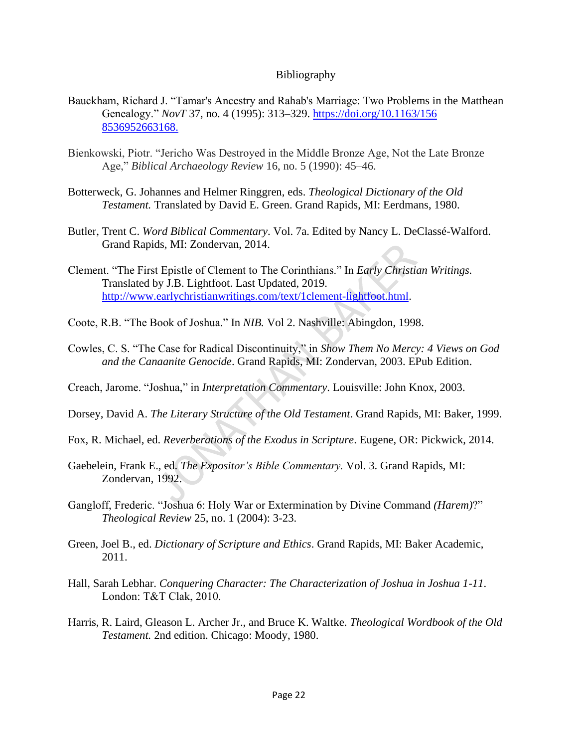# Bibliography

Bauckham, Richard J. "Tamar's Ancestry and Rahab's Marriage: Two Problems in the Matthean Genealogy." *NovT* 37, no. 4 (1995): 313–329. https://doi.org/10.1163/1568536952663168.

Bienkowski, Piotr. "Jericho Was Destroyed in the Middle Bronze Age, Not the Late Bronze Age," *Biblical Archaeology Review* 16, no. 5 (1990): 45–46.

Botterweck, G. Johannes and Helmer Ringgren, eds. *Theological Dictionary of the Old Testament.* Translated by David E. Green. Grand Rapids, MI: Eerdmans, 1980.

Butler, Trent C. *Word Biblical Commentary*. Vol. 7a. Edited by Nancy L. DeClassé-Walford. Grand Rapids, MI: Zondervan, 2014.

Clement. "The First Epistle of Clement to The Corinthians." In *Early Christian Writings.* Translated by J.B. Lightfoot. Last Updated, 2019. http://www.earlychristianwritings.com/text/1clement-lightfoot.html.

Coote, R.B. "The Book of Joshua." In *NIB.* Vol 2. Nashville: Abingdon, 1998.

Cowles, C. S. "The Case for Radical Discontinuity," in *Show Them No Mercy: 4 Views on God and the Canaanite Genocide*. Grand Rapids, MI: Zondervan, 2003. EPub Edition.

Creach, Jarome. "Joshua," in *Interpretation Commentary*. Louisville: John Knox, 2003.

Dorsey, David A. *The Literary Structure of the Old Testament*. Grand Rapids, MI: Baker, 1999.

Fox, R. Michael, ed. *Reverberations of the Exodus in Scripture*. Eugene, OR: Pickwick, 2014.

Gaebelein, Frank E., ed. *The Expositor's Bible Commentary.* Vol. 3. Grand Rapids, MI: Zondervan, 1992.

Gangloff, Frederic. "Joshua 6: Holy War or Extermination by Divine Command *(Harem)*?" *Theological Review* 25, no. 1 (2004): 3-23.

Green, Joel B., ed. *Dictionary of Scripture and Ethics*. Grand Rapids, MI: Baker Academic, 2011.

Hall, Sarah Lebhar. *Conquering Character: The Characterization of Joshua in Joshua 1-11*. London: T&T Clak, 2010.

Harris, R. Laird, Gleason L. Archer Jr., and Bruce K. Waltke. *Theological Wordbook of the Old Testament.* 2nd edition. Chicago: Moody, 1980.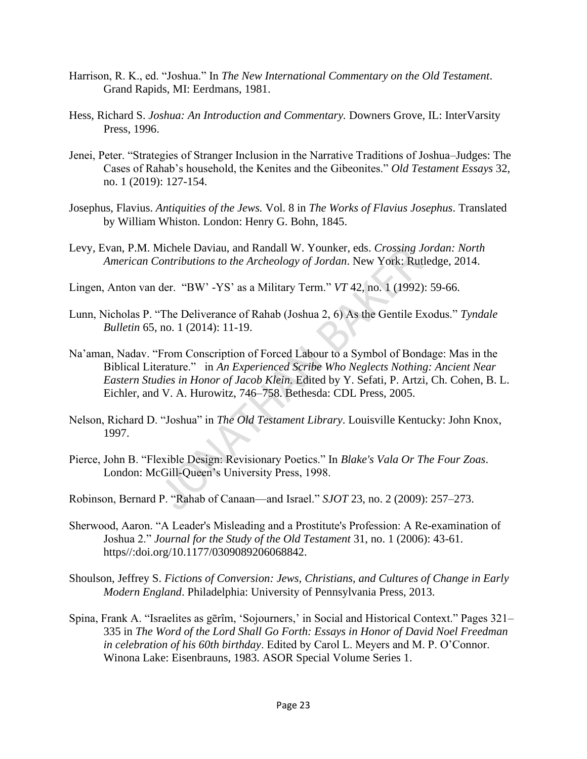Harrison, R. K., ed. “Joshua.” In *The New International Commentary on the Old Testament*. Grand Rapids, MI: Eerdmans, 1981.

Hess, Richard S. *Joshua: An Introduction and Commentary.* Downers Grove, IL: InterVarsity Press, 1996.

Jenei, Peter. “Strategies of Stranger Inclusion in the Narrative Traditions of Joshua–Judges: The Cases of Rahab’s household, the Kenites and the Gibeonites.” *Old Testament Essays* 32, no. 1 (2019): 127-154.

Josephus, Flavius. *Antiquities of the Jews.* Vol. 8 in *The Works of Flavius Josephus*. Translated by William Whiston. London: Henry G. Bohn, 1845.

Levy, Evan, P.M. Michele Daviau, and Randall W. Younker, eds. *Crossing Jordan: North American Contributions to the Archeology of Jordan*. New York: Rutledge, 2014.

Lingen, Anton van der. “BW’ -YS’ as a Military Term.” *VT* 42, no. 1 (1992): 59-66.

Lunn, Nicholas P. “The Deliverance of Rahab (Joshua 2, 6) As the Gentile Exodus.” *Tyndale Bulletin* 65, no. 1 (2014): 11-19.

Na’aman, Nadav. “From Conscription of Forced Labour to a Symbol of Bondage: Mas in the Biblical Literature.” in *An Experienced Scribe Who Neglects Nothing: Ancient Near Eastern Studies in Honor of Jacob Klein.* Edited by Y. Sefati, P. Artzi, Ch. Cohen, B. L. Eichler, and V. A. Hurowitz, 746–758. Bethesda: CDL Press, 2005.

Nelson, Richard D. “Joshua” in *The Old Testament Library*. Louisville Kentucky: John Knox, 1997.

Pierce, John B. “Flexible Design: Revisionary Poetics.” In *Blake's Vala Or The Four Zoas*. London: McGill-Queen’s University Press, 1998.

Robinson, Bernard P. “Rahab of Canaan—and Israel.” *SJOT* 23, no. 2 (2009): 257–273.

Sherwood, Aaron. “A Leader's Misleading and a Prostitute's Profession: A Re-examination of Joshua 2.” *Journal for the Study of the Old Testament* 31, no. 1 (2006): 43-61. https//:doi.org/10.1177/0309089206068842.

Shoulson, Jeffrey S. *Fictions of Conversion: Jews, Christians, and Cultures of Change in Early Modern England*. Philadelphia: University of Pennsylvania Press, 2013.

Spina, Frank A. “Israelites as gērîm, ‘Sojourners,’ in Social and Historical Context.” Pages 321–335 in *The Word of the Lord Shall Go Forth: Essays in Honor of David Noel Freedman in celebration of his 60th birthday*. Edited by Carol L. Meyers and M. P. O’Connor. Winona Lake: Eisenbrauns, 1983. ASOR Special Volume Series 1.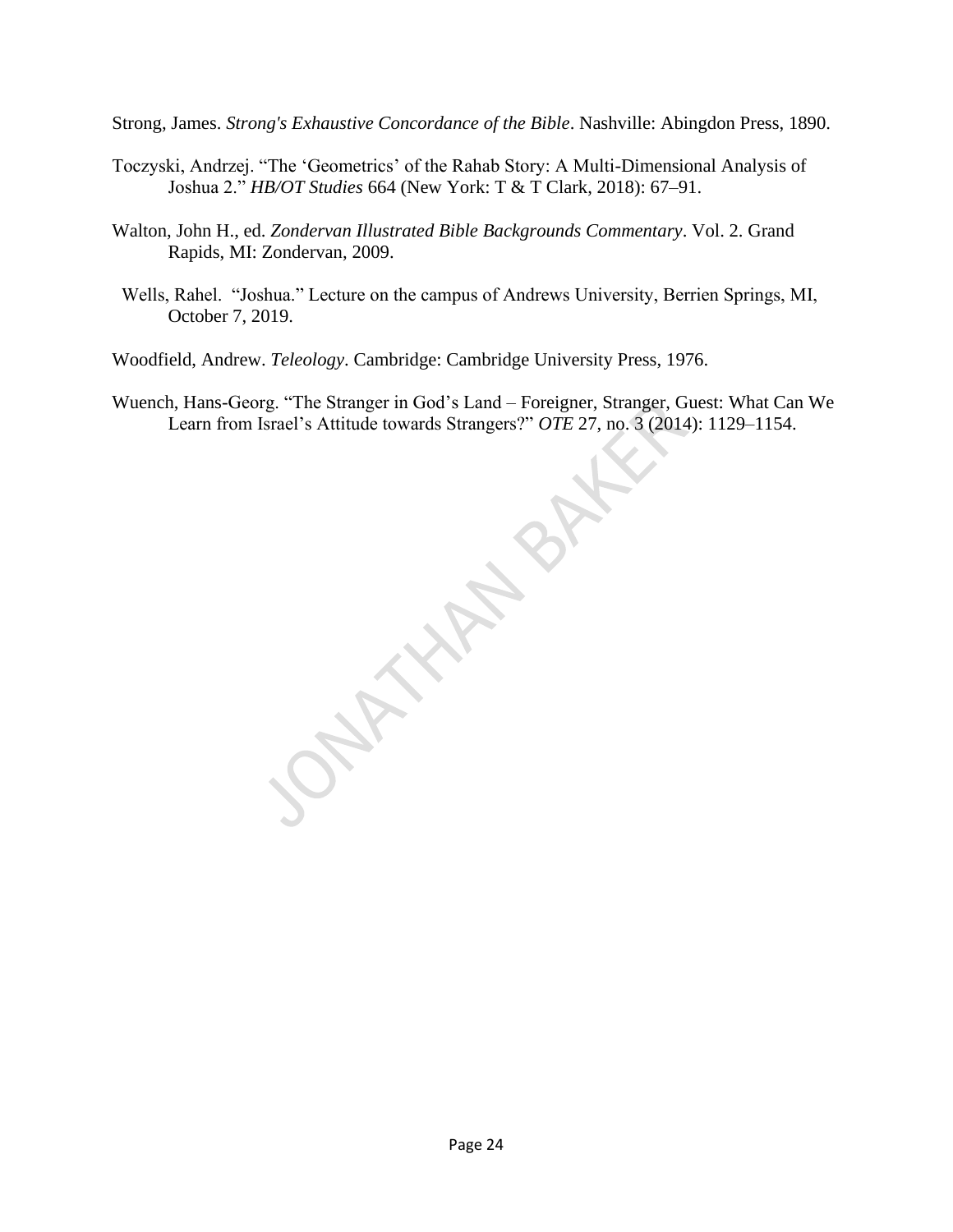Strong, James. *Strong's Exhaustive Concordance of the Bible*. Nashville: Abingdon Press, 1890.

Toczyski, Andrzej. "The 'Geometrics' of the Rahab Story: A Multi-Dimensional Analysis of Joshua 2." *HB/OT Studies* 664 (New York: T & T Clark, 2018): 67–91.

Walton, John H., ed. *Zondervan Illustrated Bible Backgrounds Commentary*. Vol. 2. Grand Rapids, MI: Zondervan, 2009.

Wells, Rahel. "Joshua." Lecture on the campus of Andrews University, Berrien Springs, MI, October 7, 2019.

Woodfield, Andrew. *Teleology*. Cambridge: Cambridge University Press, 1976.

Wuench, Hans-Georg. "The Stranger in God's Land – Foreigner, Stranger, Guest: What Can We Learn from Israel's Attitude towards Strangers?" *OTE* 27, no. 3 (2014): 1129–1154.